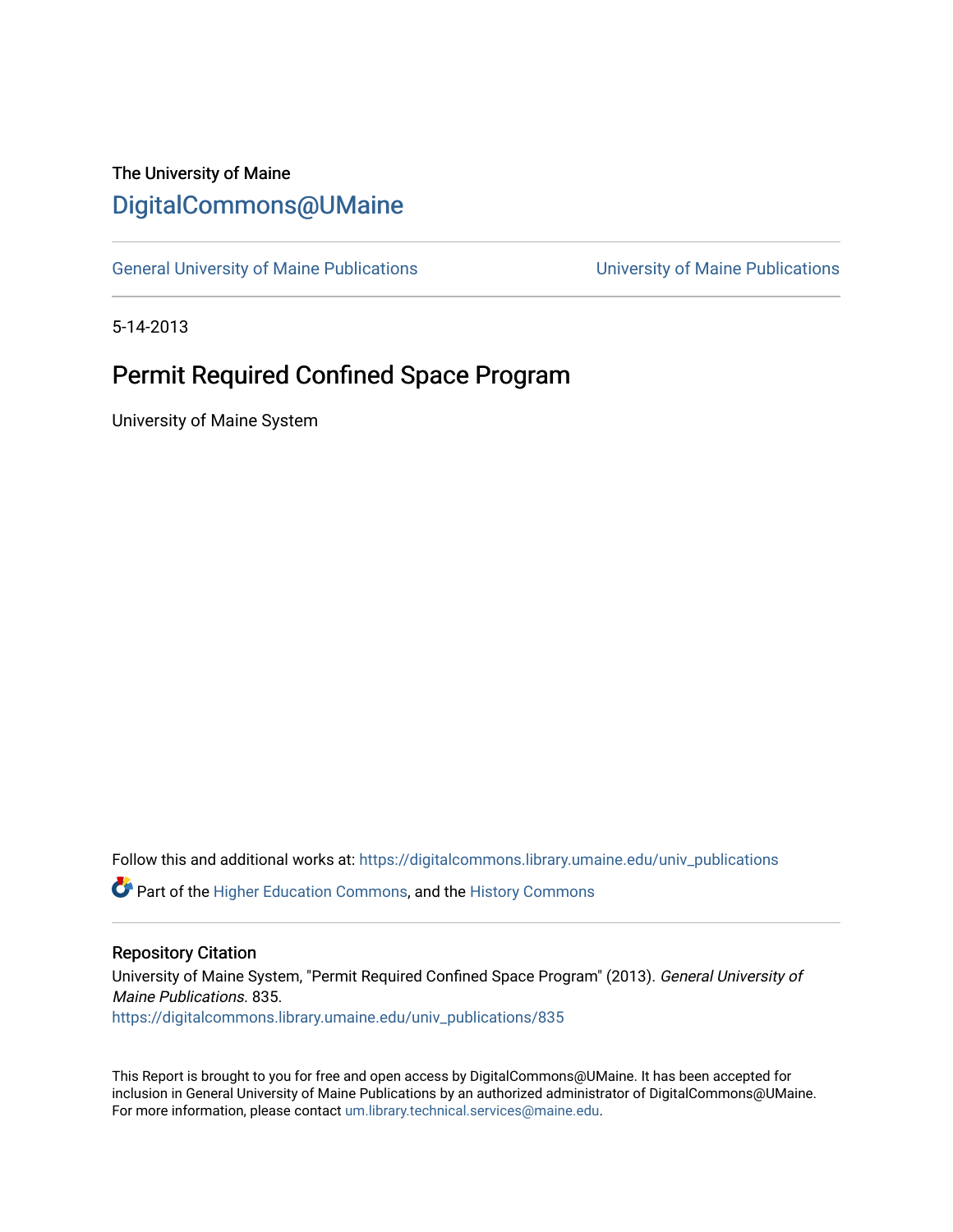The University of Maine

DigitalCommons@UMaine

General University of Maine Publications | University of Maine Publications

5-14-2013

# Permit Required Confined Space Program

University of Maine System

Follow this and additional works at: https://digitalcommons.library.umaine.edu/univ_publications

Part of the Higher Education Commons, and the History Commons

## Repository Citation

University of Maine System, "Permit Required Confined Space Program" (2013). *General University of Maine Publications*. 835.
https://digitalcommons.library.umaine.edu/univ_publications/835

This Report is brought to you for free and open access by DigitalCommons@UMaine. It has been accepted for inclusion in General University of Maine Publications by an authorized administrator of DigitalCommons@UMaine. For more information, please contact um.library.technical.services@maine.edu.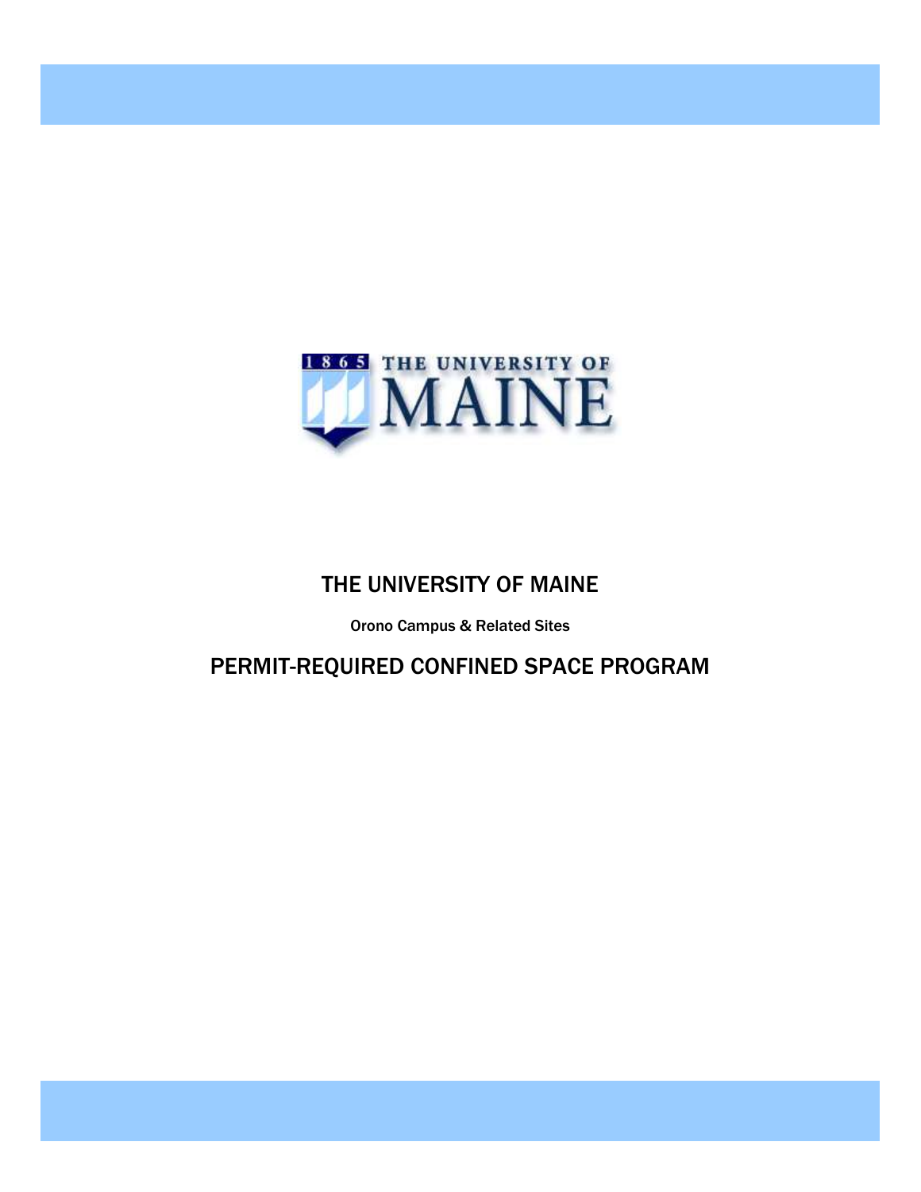# THE UNIVERSITY OF MAINE

Orono Campus & Related Sites

# PERMIT-REQUIRED CONFINED SPACE PROGRAM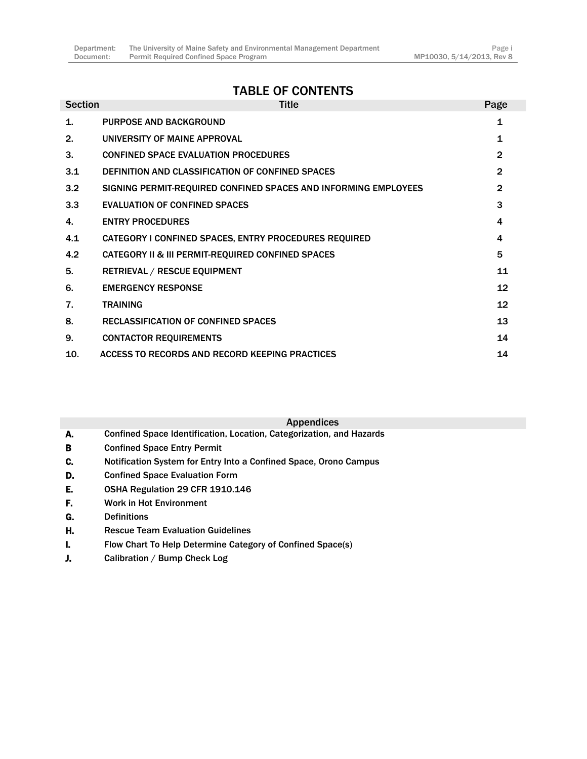# TABLE OF CONTENTS

| Section | Title | Page |
|---|---|---|
| 1. | PURPOSE AND BACKGROUND | 1 |
| 2. | UNIVERSITY OF MAINE APPROVAL | 1 |
| 3. | CONFINED SPACE EVALUATION PROCEDURES | 2 |
| 3.1 | DEFINITION AND CLASSIFICATION OF CONFINED SPACES | 2 |
| 3.2 | SIGNING PERMIT-REQUIRED CONFINED SPACES AND INFORMING EMPLOYEES | 2 |
| 3.3 | EVALUATION OF CONFINED SPACES | 3 |
| 4. | ENTRY PROCEDURES | 4 |
| 4.1 | CATEGORY I CONFINED SPACES, ENTRY PROCEDURES REQUIRED | 4 |
| 4.2 | CATEGORY II & III PERMIT-REQUIRED CONFINED SPACES | 5 |
| 5. | RETRIEVAL / RESCUE EQUIPMENT | 11 |
| 6. | EMERGENCY RESPONSE | 12 |
| 7. | TRAINING | 12 |
| 8. | RECLASSIFICATION OF CONFINED SPACES | 13 |
| 9. | CONTACTOR REQUIREMENTS | 14 |
| 10. | ACCESS TO RECORDS AND RECORD KEEPING PRACTICES | 14 |

## Appendices

| | |
|---|---|
| A. | Confined Space Identification, Location, Categorization, and Hazards |
| B | Confined Space Entry Permit |
| C. | Notification System for Entry Into a Confined Space, Orono Campus |
| D. | Confined Space Evaluation Form |
| E. | OSHA Regulation 29 CFR 1910.146 |
| F. | Work in Hot Environment |
| G. | Definitions |
| H. | Rescue Team Evaluation Guidelines |
| I. | Flow Chart To Help Determine Category of Confined Space(s) |
| J. | Calibration / Bump Check Log |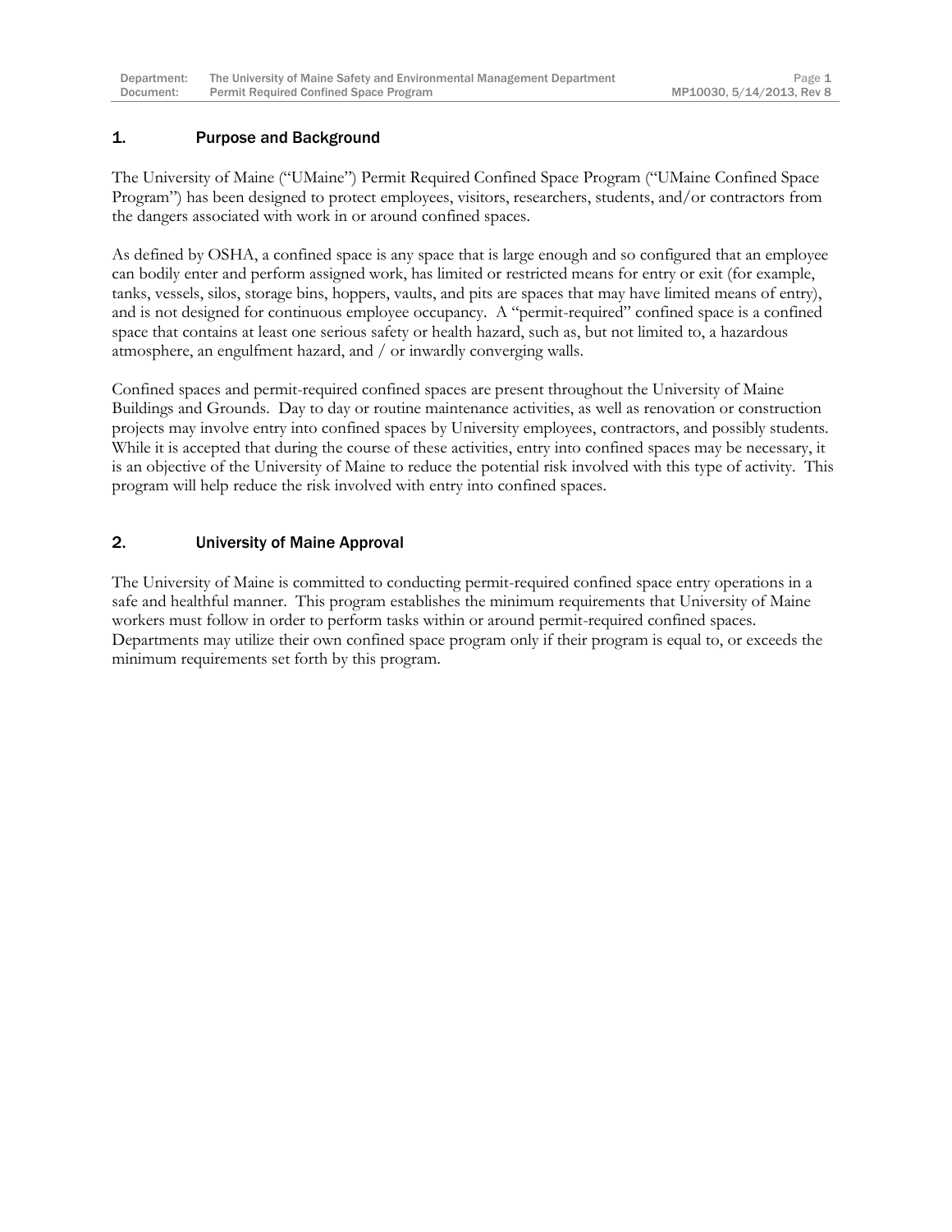## 1. Purpose and Background

The University of Maine ("UMaine") Permit Required Confined Space Program ("UMaine Confined Space Program") has been designed to protect employees, visitors, researchers, students, and/or contractors from the dangers associated with work in or around confined spaces.

As defined by OSHA, a confined space is any space that is large enough and so configured that an employee can bodily enter and perform assigned work, has limited or restricted means for entry or exit (for example, tanks, vessels, silos, storage bins, hoppers, vaults, and pits are spaces that may have limited means of entry), and is not designed for continuous employee occupancy. A "permit-required" confined space is a confined space that contains at least one serious safety or health hazard, such as, but not limited to, a hazardous atmosphere, an engulfment hazard, and / or inwardly converging walls.

Confined spaces and permit-required confined spaces are present throughout the University of Maine Buildings and Grounds. Day to day or routine maintenance activities, as well as renovation or construction projects may involve entry into confined spaces by University employees, contractors, and possibly students. While it is accepted that during the course of these activities, entry into confined spaces may be necessary, it is an objective of the University of Maine to reduce the potential risk involved with this type of activity. This program will help reduce the risk involved with entry into confined spaces.

## 2. University of Maine Approval

The University of Maine is committed to conducting permit-required confined space entry operations in a safe and healthful manner. This program establishes the minimum requirements that University of Maine workers must follow in order to perform tasks within or around permit-required confined spaces. Departments may utilize their own confined space program only if their program is equal to, or exceeds the minimum requirements set forth by this program.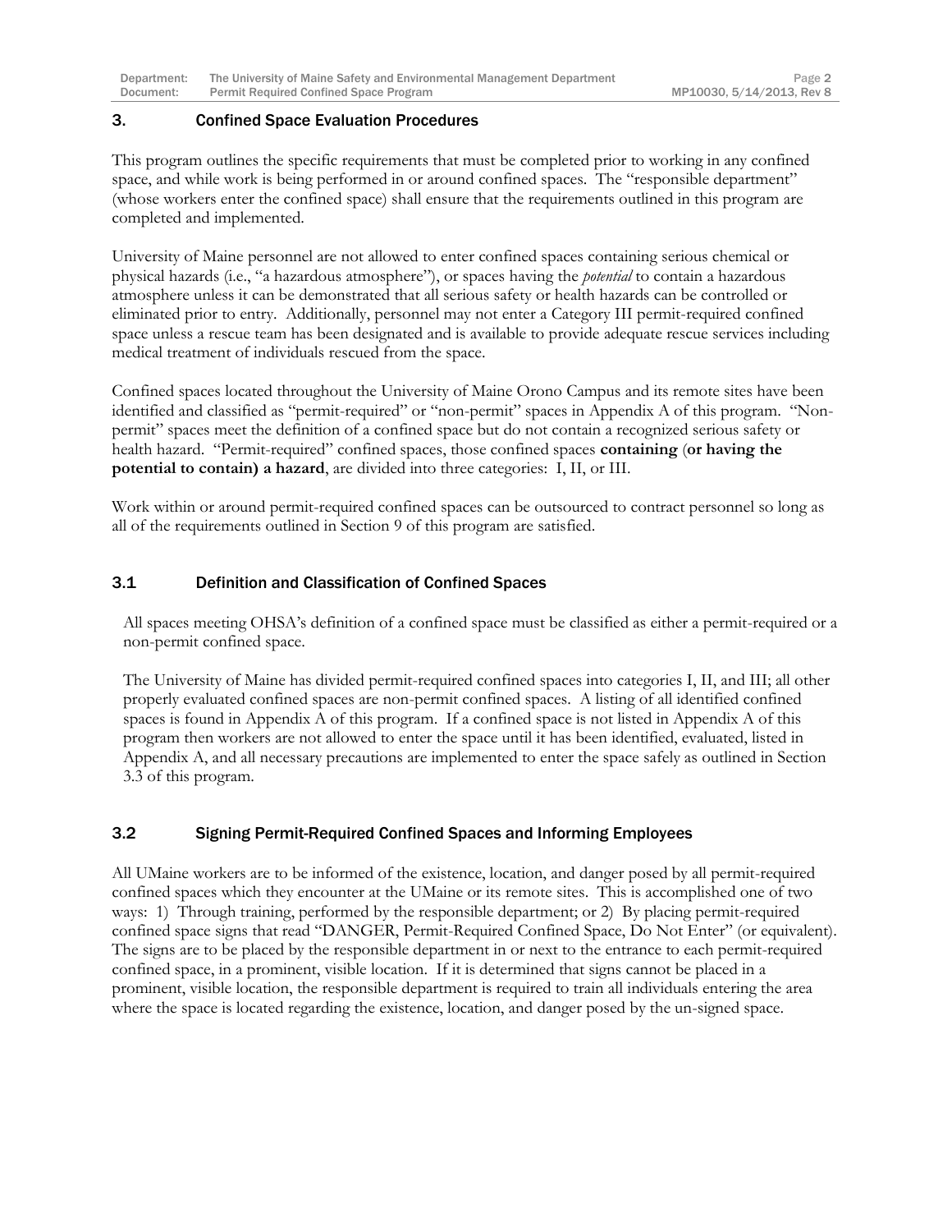## 3. Confined Space Evaluation Procedures

This program outlines the specific requirements that must be completed prior to working in any confined space, and while work is being performed in or around confined spaces. The "responsible department" (whose workers enter the confined space) shall ensure that the requirements outlined in this program are completed and implemented.

University of Maine personnel are not allowed to enter confined spaces containing serious chemical or physical hazards (i.e., "a hazardous atmosphere"), or spaces having the *potential* to contain a hazardous atmosphere unless it can be demonstrated that all serious safety or health hazards can be controlled or eliminated prior to entry. Additionally, personnel may not enter a Category III permit-required confined space unless a rescue team has been designated and is available to provide adequate rescue services including medical treatment of individuals rescued from the space.

Confined spaces located throughout the University of Maine Orono Campus and its remote sites have been identified and classified as "permit-required" or "non-permit" spaces in Appendix A of this program. "Non-permit" spaces meet the definition of a confined space but do not contain a recognized serious safety or health hazard. "Permit-required" confined spaces, those confined spaces **containing** (**or having the potential to contain) a hazard**, are divided into three categories: I, II, or III.

Work within or around permit-required confined spaces can be outsourced to contract personnel so long as all of the requirements outlined in Section 9 of this program are satisfied.

### 3.1 Definition and Classification of Confined Spaces

All spaces meeting OHSA's definition of a confined space must be classified as either a permit-required or a non-permit confined space.

The University of Maine has divided permit-required confined spaces into categories I, II, and III; all other properly evaluated confined spaces are non-permit confined spaces. A listing of all identified confined spaces is found in Appendix A of this program. If a confined space is not listed in Appendix A of this program then workers are not allowed to enter the space until it has been identified, evaluated, listed in Appendix A, and all necessary precautions are implemented to enter the space safely as outlined in Section 3.3 of this program.

### 3.2 Signing Permit-Required Confined Spaces and Informing Employees

All UMaine workers are to be informed of the existence, location, and danger posed by all permit-required confined spaces which they encounter at the UMaine or its remote sites. This is accomplished one of two ways: 1) Through training, performed by the responsible department; or 2) By placing permit-required confined space signs that read "DANGER, Permit-Required Confined Space, Do Not Enter" (or equivalent). The signs are to be placed by the responsible department in or next to the entrance to each permit-required confined space, in a prominent, visible location. If it is determined that signs cannot be placed in a prominent, visible location, the responsible department is required to train all individuals entering the area where the space is located regarding the existence, location, and danger posed by the un-signed space.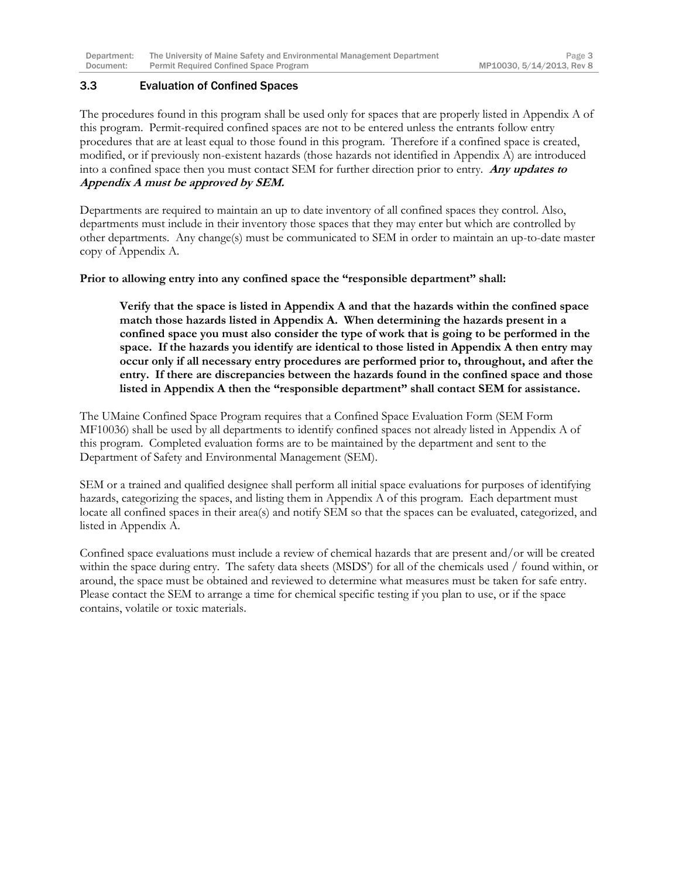### 3.3 Evaluation of Confined Spaces

The procedures found in this program shall be used only for spaces that are properly listed in Appendix A of this program. Permit-required confined spaces are not to be entered unless the entrants follow entry procedures that are at least equal to those found in this program. Therefore if a confined space is created, modified, or if previously non-existent hazards (those hazards not identified in Appendix A) are introduced into a confined space then you must contact SEM for further direction prior to entry. ***Any updates to Appendix A must be approved by SEM.***

Departments are required to maintain an up to date inventory of all confined spaces they control. Also, departments must include in their inventory those spaces that they may enter but which are controlled by other departments. Any change(s) must be communicated to SEM in order to maintain an up-to-date master copy of Appendix A.

**Prior to allowing entry into any confined space the "responsible department" shall:**

> **Verify that the space is listed in Appendix A and that the hazards within the confined space match those hazards listed in Appendix A. When determining the hazards present in a confined space you must also consider the type of work that is going to be performed in the space. If the hazards you identify are identical to those listed in Appendix A then entry may occur only if all necessary entry procedures are performed prior to, throughout, and after the entry. If there are discrepancies between the hazards found in the confined space and those listed in Appendix A then the "responsible department" shall contact SEM for assistance.**

The UMaine Confined Space Program requires that a Confined Space Evaluation Form (SEM Form MF10036) shall be used by all departments to identify confined spaces not already listed in Appendix A of this program. Completed evaluation forms are to be maintained by the department and sent to the Department of Safety and Environmental Management (SEM).

SEM or a trained and qualified designee shall perform all initial space evaluations for purposes of identifying hazards, categorizing the spaces, and listing them in Appendix A of this program. Each department must locate all confined spaces in their area(s) and notify SEM so that the spaces can be evaluated, categorized, and listed in Appendix A.

Confined space evaluations must include a review of chemical hazards that are present and/or will be created within the space during entry. The safety data sheets (MSDS') for all of the chemicals used / found within, or around, the space must be obtained and reviewed to determine what measures must be taken for safe entry. Please contact the SEM to arrange a time for chemical specific testing if you plan to use, or if the space contains, volatile or toxic materials.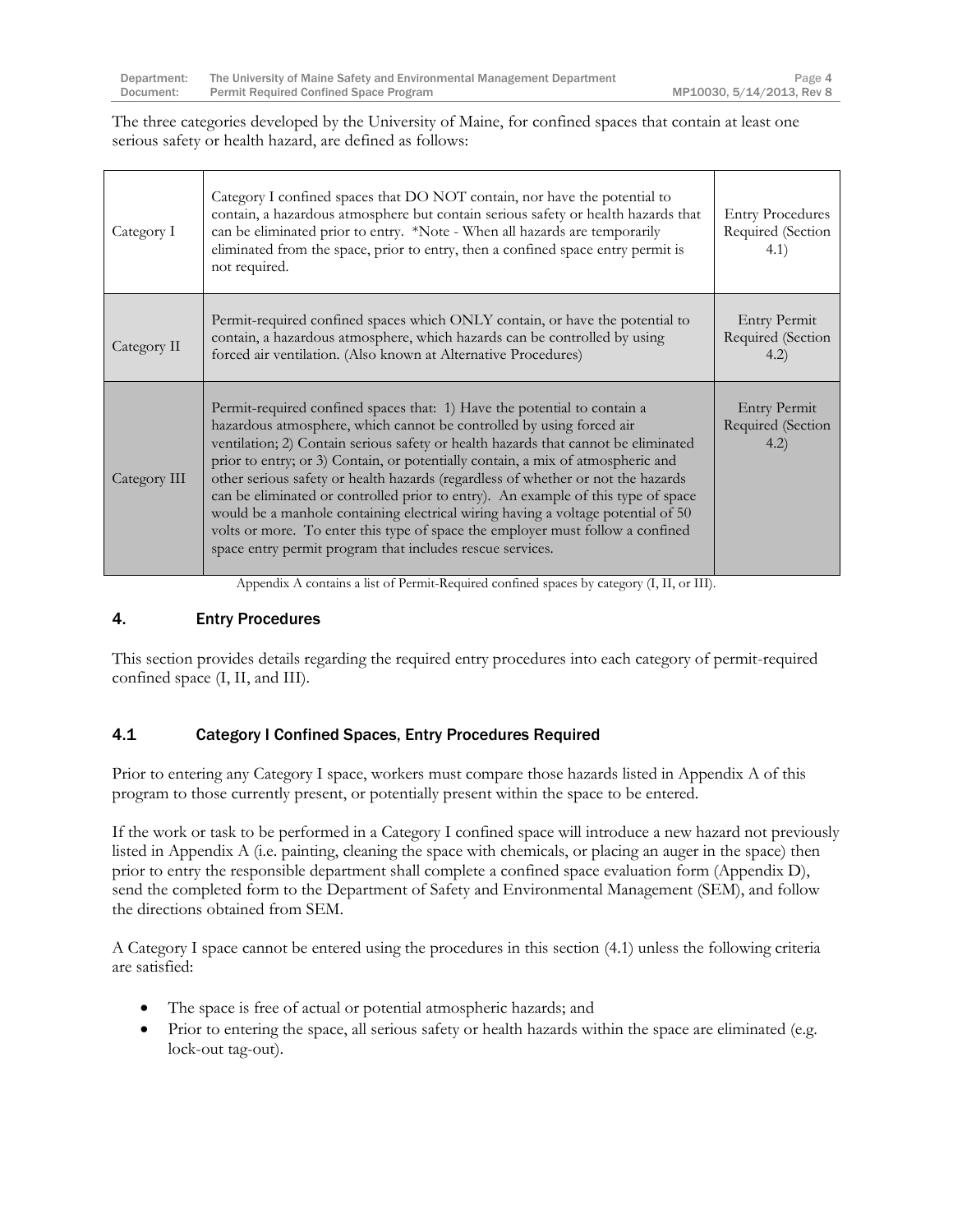The three categories developed by the University of Maine, for confined spaces that contain at least one serious safety or health hazard, are defined as follows:

| | | |
|---|---|---|
| Category I | Category I confined spaces that DO NOT contain, nor have the potential to contain, a hazardous atmosphere but contain serious safety or health hazards that can be eliminated prior to entry. *Note - When all hazards are temporarily eliminated from the space, prior to entry, then a confined space entry permit is not required. | Entry Procedures Required (Section 4.1) |
| Category II | Permit-required confined spaces which ONLY contain, or have the potential to contain, a hazardous atmosphere, which hazards can be controlled by using forced air ventilation. (Also known at Alternative Procedures) | Entry Permit Required (Section 4.2) |
| Category III | Permit-required confined spaces that: 1) Have the potential to contain a hazardous atmosphere, which cannot be controlled by using forced air ventilation; 2) Contain serious safety or health hazards that cannot be eliminated prior to entry; or 3) Contain, or potentially contain, a mix of atmospheric and other serious safety or health hazards (regardless of whether or not the hazards can be eliminated or controlled prior to entry). An example of this type of space would be a manhole containing electrical wiring having a voltage potential of 50 volts or more. To enter this type of space the employer must follow a confined space entry permit program that includes rescue services. | Entry Permit Required (Section 4.2) |

Appendix A contains a list of Permit-Required confined spaces by category (I, II, or III).

## 4. Entry Procedures

This section provides details regarding the required entry procedures into each category of permit-required confined space (I, II, and III).

### 4.1 Category I Confined Spaces, Entry Procedures Required

Prior to entering any Category I space, workers must compare those hazards listed in Appendix A of this program to those currently present, or potentially present within the space to be entered.

If the work or task to be performed in a Category I confined space will introduce a new hazard not previously listed in Appendix A (i.e. painting, cleaning the space with chemicals, or placing an auger in the space) then prior to entry the responsible department shall complete a confined space evaluation form (Appendix D), send the completed form to the Department of Safety and Environmental Management (SEM), and follow the directions obtained from SEM.

A Category I space cannot be entered using the procedures in this section (4.1) unless the following criteria are satisfied:

- The space is free of actual or potential atmospheric hazards; and
- Prior to entering the space, all serious safety or health hazards within the space are eliminated (e.g. lock-out tag-out).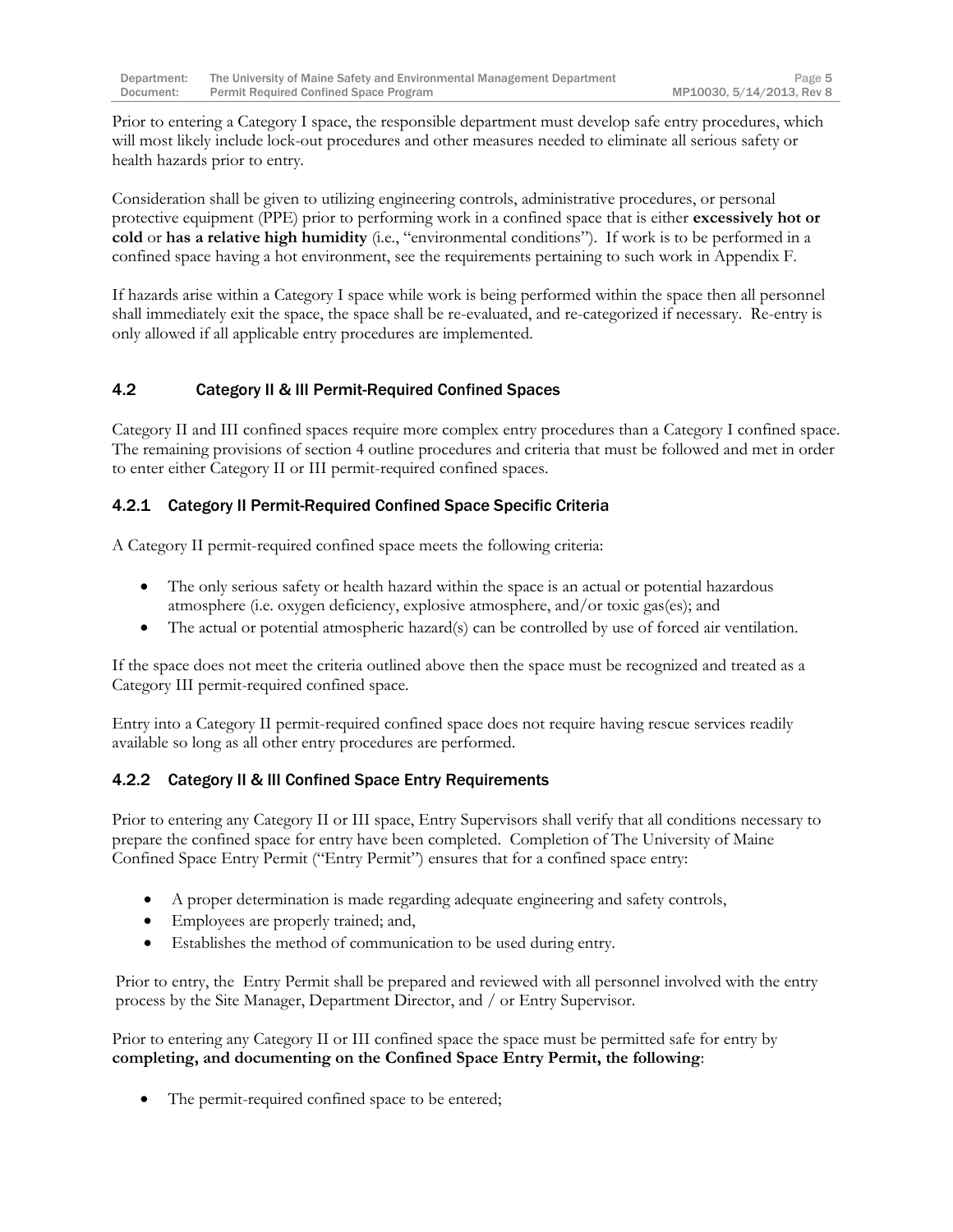Prior to entering a Category I space, the responsible department must develop safe entry procedures, which will most likely include lock-out procedures and other measures needed to eliminate all serious safety or health hazards prior to entry.

Consideration shall be given to utilizing engineering controls, administrative procedures, or personal protective equipment (PPE) prior to performing work in a confined space that is either **excessively hot or cold** or **has a relative high humidity** (i.e., "environmental conditions"). If work is to be performed in a confined space having a hot environment, see the requirements pertaining to such work in Appendix F.

If hazards arise within a Category I space while work is being performed within the space then all personnel shall immediately exit the space, the space shall be re-evaluated, and re-categorized if necessary. Re-entry is only allowed if all applicable entry procedures are implemented.

## 4.2 Category II & III Permit-Required Confined Spaces

Category II and III confined spaces require more complex entry procedures than a Category I confined space. The remaining provisions of section 4 outline procedures and criteria that must be followed and met in order to enter either Category II or III permit-required confined spaces.

### 4.2.1 Category II Permit-Required Confined Space Specific Criteria

A Category II permit-required confined space meets the following criteria:

- The only serious safety or health hazard within the space is an actual or potential hazardous atmosphere (i.e. oxygen deficiency, explosive atmosphere, and/or toxic gas(es); and
- The actual or potential atmospheric hazard(s) can be controlled by use of forced air ventilation.

If the space does not meet the criteria outlined above then the space must be recognized and treated as a Category III permit-required confined space.

Entry into a Category II permit-required confined space does not require having rescue services readily available so long as all other entry procedures are performed.

### 4.2.2 Category II & III Confined Space Entry Requirements

Prior to entering any Category II or III space, Entry Supervisors shall verify that all conditions necessary to prepare the confined space for entry have been completed. Completion of The University of Maine Confined Space Entry Permit ("Entry Permit") ensures that for a confined space entry:

- A proper determination is made regarding adequate engineering and safety controls,
- Employees are properly trained; and,
- Establishes the method of communication to be used during entry.

Prior to entry, the Entry Permit shall be prepared and reviewed with all personnel involved with the entry process by the Site Manager, Department Director, and / or Entry Supervisor.

Prior to entering any Category II or III confined space the space must be permitted safe for entry by **completing, and documenting on the Confined Space Entry Permit, the following**:

- The permit-required confined space to be entered;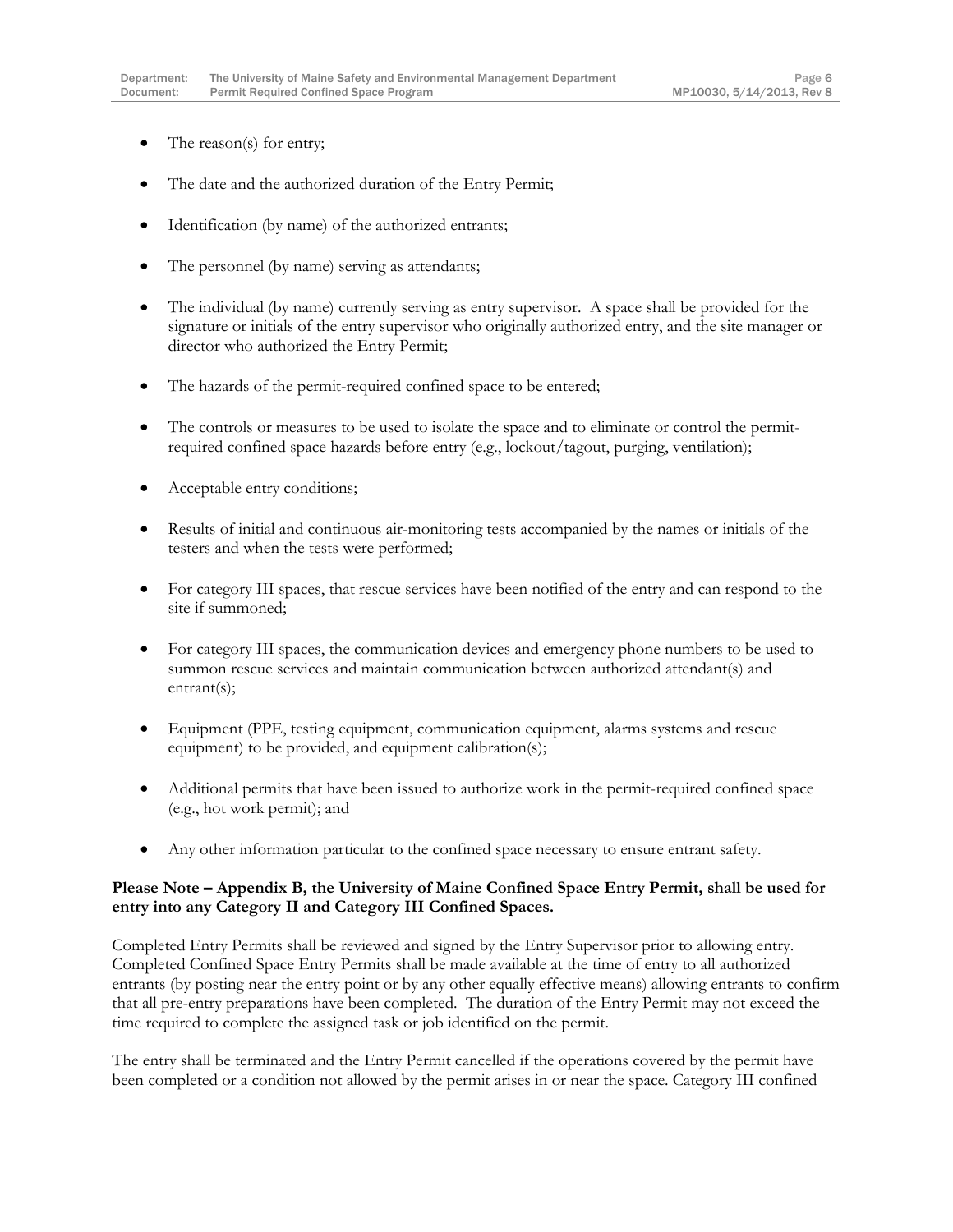- The reason(s) for entry;
- The date and the authorized duration of the Entry Permit;
- Identification (by name) of the authorized entrants;
- The personnel (by name) serving as attendants;
- The individual (by name) currently serving as entry supervisor. A space shall be provided for the signature or initials of the entry supervisor who originally authorized entry, and the site manager or director who authorized the Entry Permit;
- The hazards of the permit-required confined space to be entered;
- The controls or measures to be used to isolate the space and to eliminate or control the permit-required confined space hazards before entry (e.g., lockout/tagout, purging, ventilation);
- Acceptable entry conditions;
- Results of initial and continuous air-monitoring tests accompanied by the names or initials of the testers and when the tests were performed;
- For category III spaces, that rescue services have been notified of the entry and can respond to the site if summoned;
- For category III spaces, the communication devices and emergency phone numbers to be used to summon rescue services and maintain communication between authorized attendant(s) and entrant(s);
- Equipment (PPE, testing equipment, communication equipment, alarms systems and rescue equipment) to be provided, and equipment calibration(s);
- Additional permits that have been issued to authorize work in the permit-required confined space (e.g., hot work permit); and
- Any other information particular to the confined space necessary to ensure entrant safety.

**Please Note – Appendix B, the University of Maine Confined Space Entry Permit, shall be used for entry into any Category II and Category III Confined Spaces.**

Completed Entry Permits shall be reviewed and signed by the Entry Supervisor prior to allowing entry. Completed Confined Space Entry Permits shall be made available at the time of entry to all authorized entrants (by posting near the entry point or by any other equally effective means) allowing entrants to confirm that all pre-entry preparations have been completed. The duration of the Entry Permit may not exceed the time required to complete the assigned task or job identified on the permit.

The entry shall be terminated and the Entry Permit cancelled if the operations covered by the permit have been completed or a condition not allowed by the permit arises in or near the space. Category III confined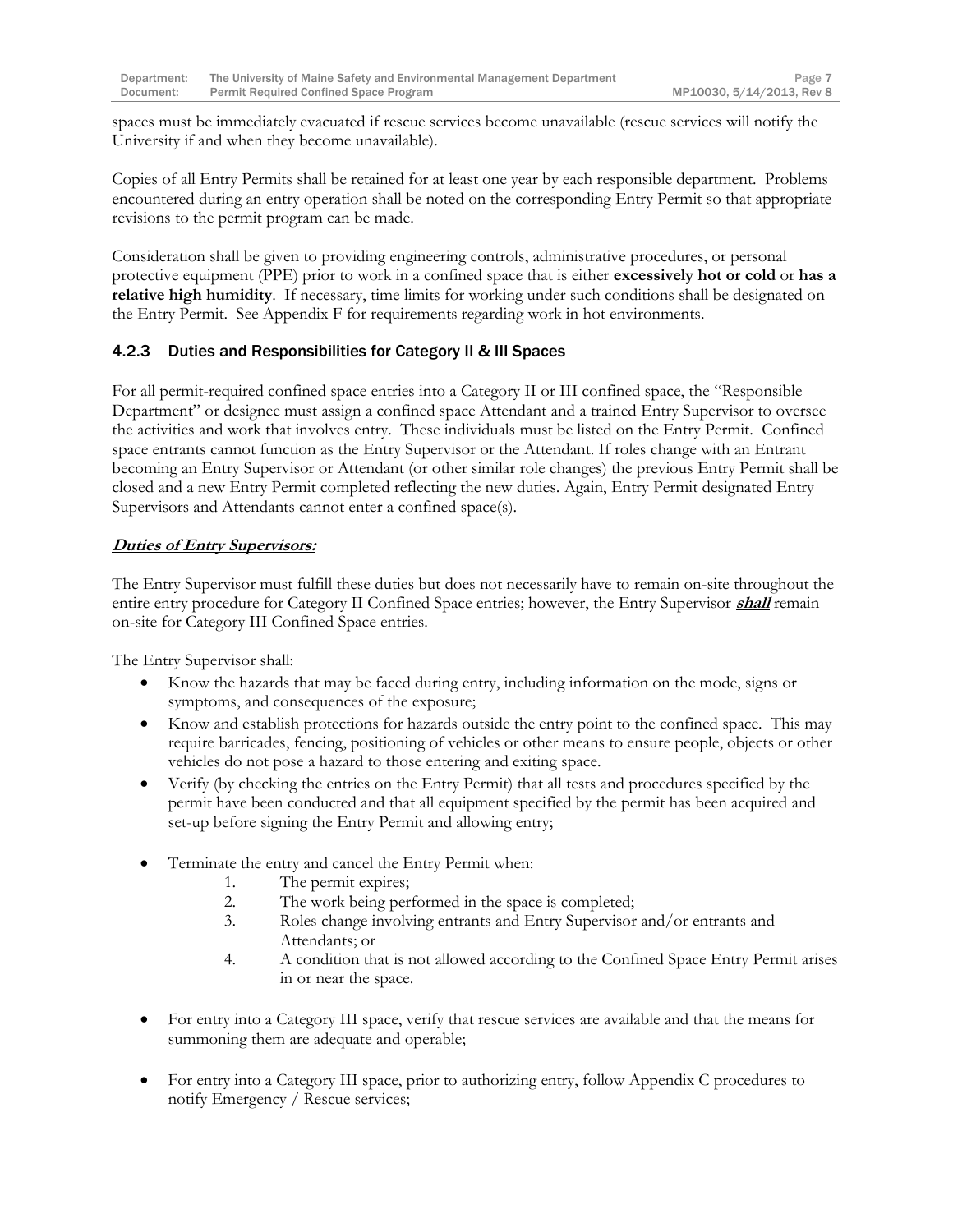spaces must be immediately evacuated if rescue services become unavailable (rescue services will notify the University if and when they become unavailable).

Copies of all Entry Permits shall be retained for at least one year by each responsible department. Problems encountered during an entry operation shall be noted on the corresponding Entry Permit so that appropriate revisions to the permit program can be made.

Consideration shall be given to providing engineering controls, administrative procedures, or personal protective equipment (PPE) prior to work in a confined space that is either **excessively hot or cold** or **has a relative high humidity**. If necessary, time limits for working under such conditions shall be designated on the Entry Permit. See Appendix F for requirements regarding work in hot environments.

### 4.2.3 Duties and Responsibilities for Category II & III Spaces

For all permit-required confined space entries into a Category II or III confined space, the "Responsible Department" or designee must assign a confined space Attendant and a trained Entry Supervisor to oversee the activities and work that involves entry. These individuals must be listed on the Entry Permit. Confined space entrants cannot function as the Entry Supervisor or the Attendant. If roles change with an Entrant becoming an Entry Supervisor or Attendant (or other similar role changes) the previous Entry Permit shall be closed and a new Entry Permit completed reflecting the new duties. Again, Entry Permit designated Entry Supervisors and Attendants cannot enter a confined space(s).

***Duties of Entry Supervisors:***

The Entry Supervisor must fulfill these duties but does not necessarily have to remain on-site throughout the entire entry procedure for Category II Confined Space entries; however, the Entry Supervisor ***shall*** remain on-site for Category III Confined Space entries.

The Entry Supervisor shall:

- Know the hazards that may be faced during entry, including information on the mode, signs or symptoms, and consequences of the exposure;
- Know and establish protections for hazards outside the entry point to the confined space. This may require barricades, fencing, positioning of vehicles or other means to ensure people, objects or other vehicles do not pose a hazard to those entering and exiting space.
- Verify (by checking the entries on the Entry Permit) that all tests and procedures specified by the permit have been conducted and that all equipment specified by the permit has been acquired and set-up before signing the Entry Permit and allowing entry;
- Terminate the entry and cancel the Entry Permit when:
    1. The permit expires;
    2. The work being performed in the space is completed;
    3. Roles change involving entrants and Entry Supervisor and/or entrants and Attendants; or
    4. A condition that is not allowed according to the Confined Space Entry Permit arises in or near the space.
- For entry into a Category III space, verify that rescue services are available and that the means for summoning them are adequate and operable;
- For entry into a Category III space, prior to authorizing entry, follow Appendix C procedures to notify Emergency / Rescue services;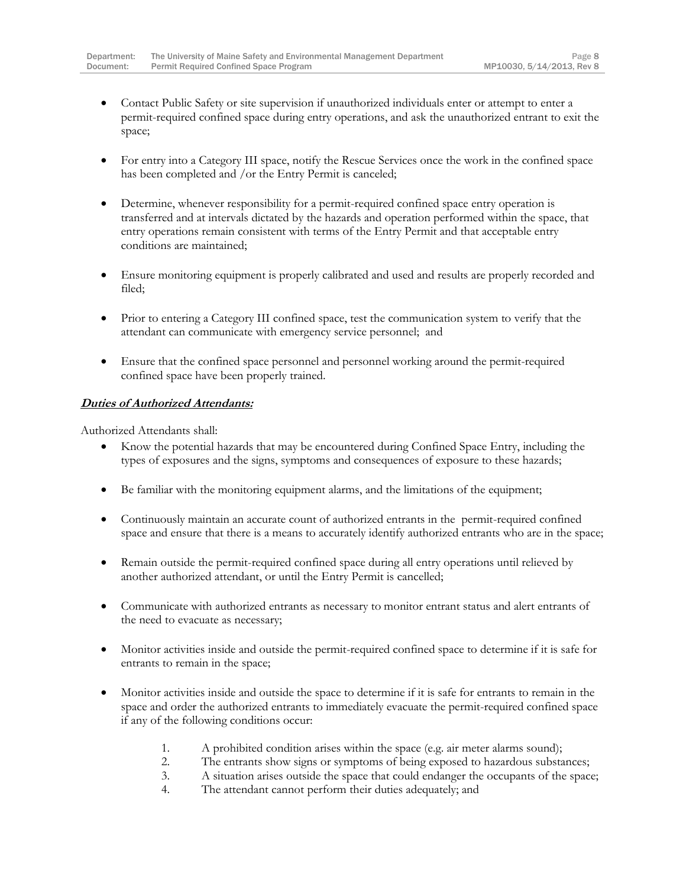- Contact Public Safety or site supervision if unauthorized individuals enter or attempt to enter a permit-required confined space during entry operations, and ask the unauthorized entrant to exit the space;

- For entry into a Category III space, notify the Rescue Services once the work in the confined space has been completed and /or the Entry Permit is canceled;

- Determine, whenever responsibility for a permit-required confined space entry operation is transferred and at intervals dictated by the hazards and operation performed within the space, that entry operations remain consistent with terms of the Entry Permit and that acceptable entry conditions are maintained;

- Ensure monitoring equipment is properly calibrated and used and results are properly recorded and filed;

- Prior to entering a Category III confined space, test the communication system to verify that the attendant can communicate with emergency service personnel; and

- Ensure that the confined space personnel and personnel working around the permit-required confined space have been properly trained.

***<u>Duties of Authorized Attendants:</u>***

Authorized Attendants shall:

- Know the potential hazards that may be encountered during Confined Space Entry, including the types of exposures and the signs, symptoms and consequences of exposure to these hazards;

- Be familiar with the monitoring equipment alarms, and the limitations of the equipment;

- Continuously maintain an accurate count of authorized entrants in the permit-required confined space and ensure that there is a means to accurately identify authorized entrants who are in the space;

- Remain outside the permit-required confined space during all entry operations until relieved by another authorized attendant, or until the Entry Permit is cancelled;

- Communicate with authorized entrants as necessary to monitor entrant status and alert entrants of the need to evacuate as necessary;

- Monitor activities inside and outside the permit-required confined space to determine if it is safe for entrants to remain in the space;

- Monitor activities inside and outside the space to determine if it is safe for entrants to remain in the space and order the authorized entrants to immediately evacuate the permit-required confined space if any of the following conditions occur:

    1. A prohibited condition arises within the space (e.g. air meter alarms sound);
    2. The entrants show signs or symptoms of being exposed to hazardous substances;
    3. A situation arises outside the space that could endanger the occupants of the space;
    4. The attendant cannot perform their duties adequately; and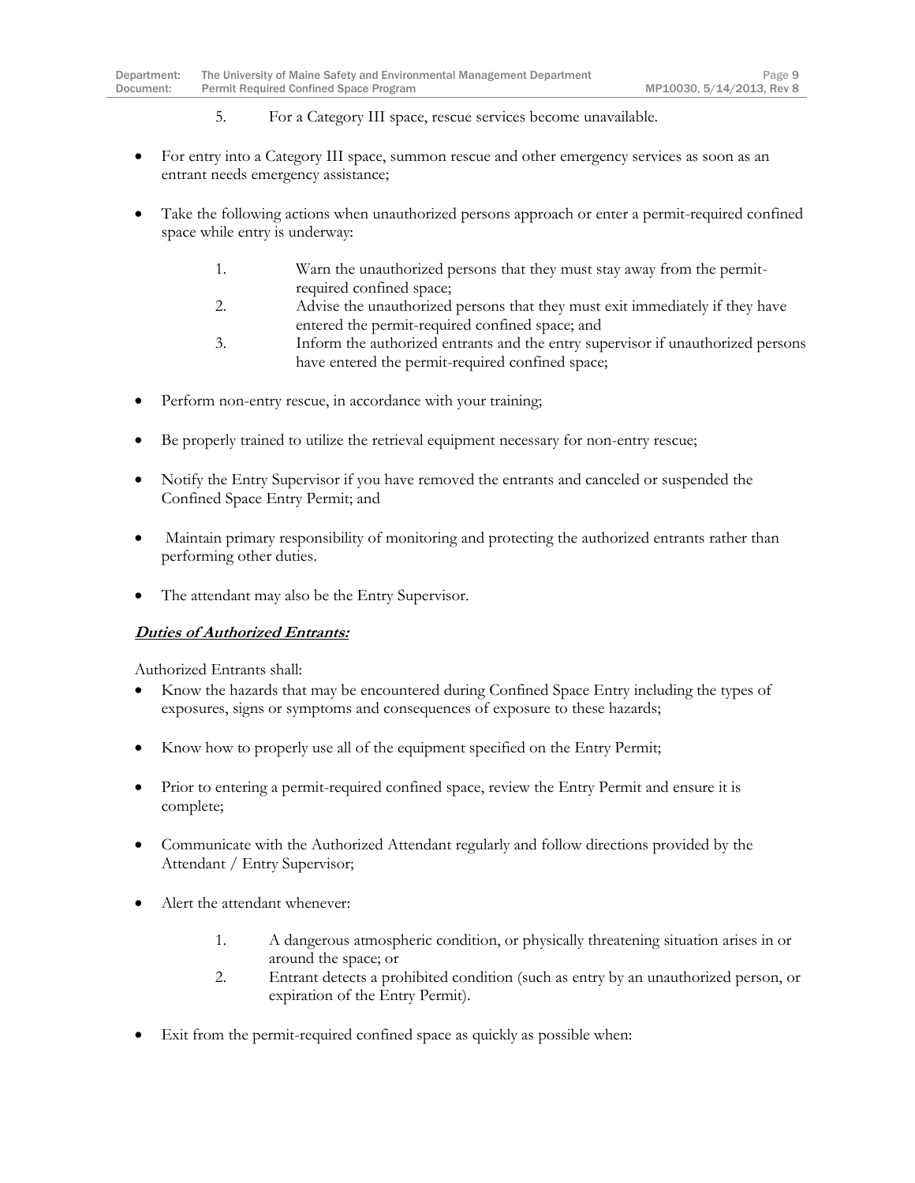5. For a Category III space, rescue services become unavailable.

- For entry into a Category III space, summon rescue and other emergency services as soon as an entrant needs emergency assistance;

- Take the following actions when unauthorized persons approach or enter a permit-required confined space while entry is underway:

    1. Warn the unauthorized persons that they must stay away from the permit-required confined space;
    2. Advise the unauthorized persons that they must exit immediately if they have entered the permit-required confined space; and
    3. Inform the authorized entrants and the entry supervisor if unauthorized persons have entered the permit-required confined space;

- Perform non-entry rescue, in accordance with your training;

- Be properly trained to utilize the retrieval equipment necessary for non-entry rescue;

- Notify the Entry Supervisor if you have removed the entrants and canceled or suspended the Confined Space Entry Permit; and

- Maintain primary responsibility of monitoring and protecting the authorized entrants rather than performing other duties.

- The attendant may also be the Entry Supervisor.

***Duties of Authorized Entrants:***

Authorized Entrants shall:

- Know the hazards that may be encountered during Confined Space Entry including the types of exposures, signs or symptoms and consequences of exposure to these hazards;

- Know how to properly use all of the equipment specified on the Entry Permit;

- Prior to entering a permit-required confined space, review the Entry Permit and ensure it is complete;

- Communicate with the Authorized Attendant regularly and follow directions provided by the Attendant / Entry Supervisor;

- Alert the attendant whenever:

    1. A dangerous atmospheric condition, or physically threatening situation arises in or around the space; or
    2. Entrant detects a prohibited condition (such as entry by an unauthorized person, or expiration of the Entry Permit).

- Exit from the permit-required confined space as quickly as possible when: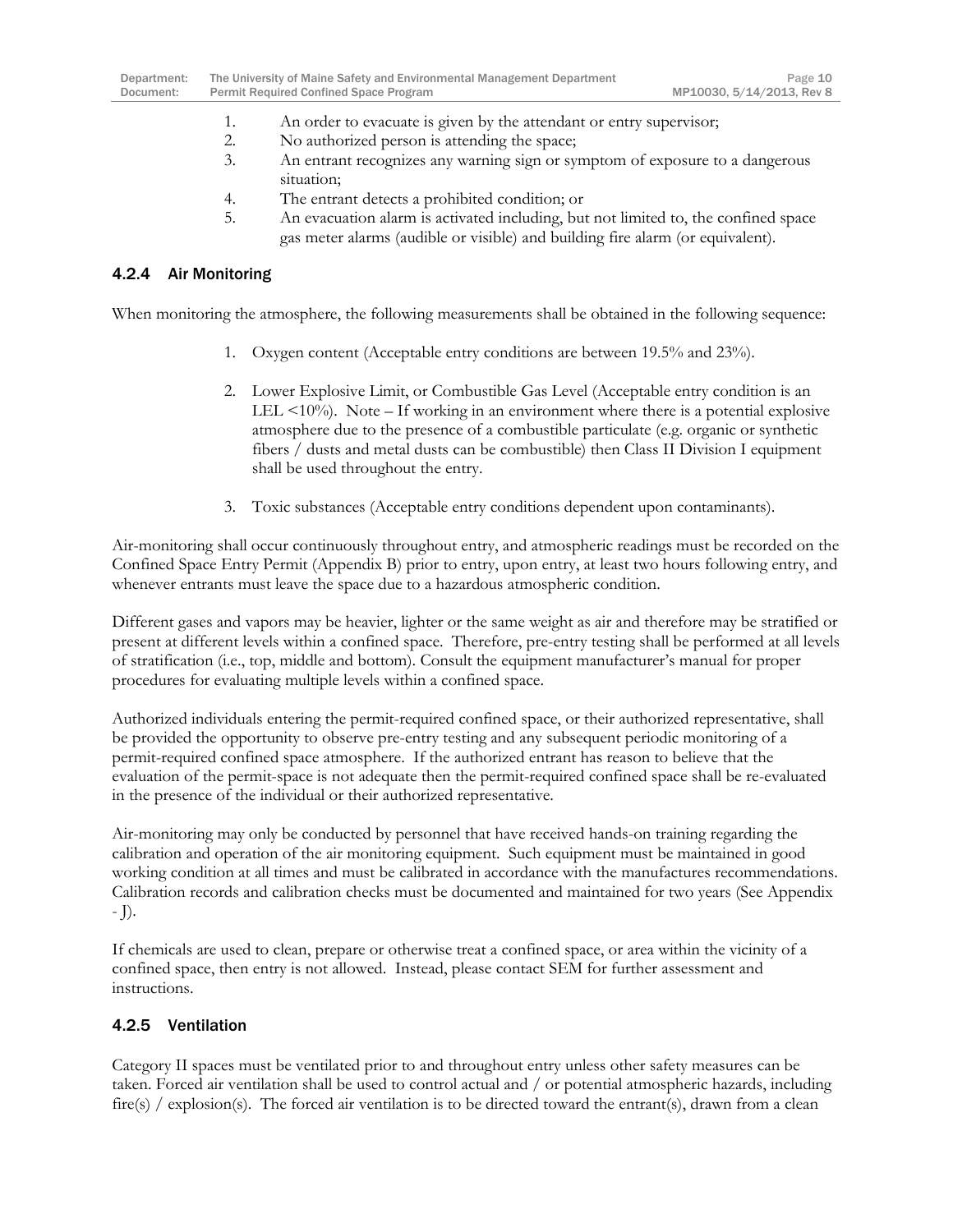1. An order to evacuate is given by the attendant or entry supervisor;
2. No authorized person is attending the space;
3. An entrant recognizes any warning sign or symptom of exposure to a dangerous situation;
4. The entrant detects a prohibited condition; or
5. An evacuation alarm is activated including, but not limited to, the confined space gas meter alarms (audible or visible) and building fire alarm (or equivalent).

### 4.2.4 Air Monitoring

When monitoring the atmosphere, the following measurements shall be obtained in the following sequence:

1. Oxygen content (Acceptable entry conditions are between 19.5% and 23%).

2. Lower Explosive Limit, or Combustible Gas Level (Acceptable entry condition is an LEL <10%). Note – If working in an environment where there is a potential explosive atmosphere due to the presence of a combustible particulate (e.g. organic or synthetic fibers / dusts and metal dusts can be combustible) then Class II Division I equipment shall be used throughout the entry.

3. Toxic substances (Acceptable entry conditions dependent upon contaminants).

Air-monitoring shall occur continuously throughout entry, and atmospheric readings must be recorded on the Confined Space Entry Permit (Appendix B) prior to entry, upon entry, at least two hours following entry, and whenever entrants must leave the space due to a hazardous atmospheric condition.

Different gases and vapors may be heavier, lighter or the same weight as air and therefore may be stratified or present at different levels within a confined space. Therefore, pre-entry testing shall be performed at all levels of stratification (i.e., top, middle and bottom). Consult the equipment manufacturer's manual for proper procedures for evaluating multiple levels within a confined space.

Authorized individuals entering the permit-required confined space, or their authorized representative, shall be provided the opportunity to observe pre-entry testing and any subsequent periodic monitoring of a permit-required confined space atmosphere. If the authorized entrant has reason to believe that the evaluation of the permit-space is not adequate then the permit-required confined space shall be re-evaluated in the presence of the individual or their authorized representative.

Air-monitoring may only be conducted by personnel that have received hands-on training regarding the calibration and operation of the air monitoring equipment. Such equipment must be maintained in good working condition at all times and must be calibrated in accordance with the manufactures recommendations. Calibration records and calibration checks must be documented and maintained for two years (See Appendix - J).

If chemicals are used to clean, prepare or otherwise treat a confined space, or area within the vicinity of a confined space, then entry is not allowed. Instead, please contact SEM for further assessment and instructions.

### 4.2.5 Ventilation

Category II spaces must be ventilated prior to and throughout entry unless other safety measures can be taken. Forced air ventilation shall be used to control actual and / or potential atmospheric hazards, including fire(s) / explosion(s). The forced air ventilation is to be directed toward the entrant(s), drawn from a clean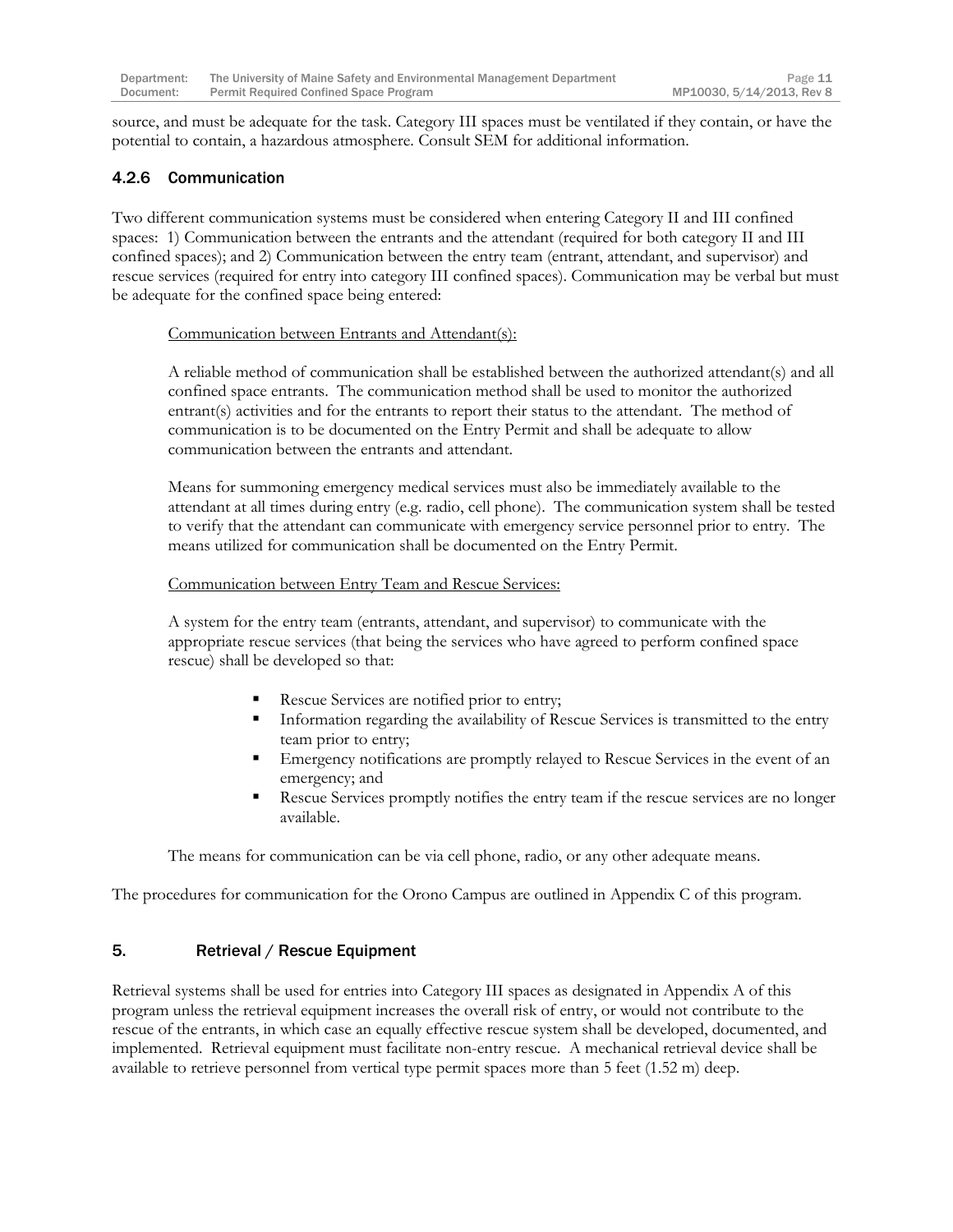source, and must be adequate for the task. Category III spaces must be ventilated if they contain, or have the potential to contain, a hazardous atmosphere. Consult SEM for additional information.

### 4.2.6 Communication

Two different communication systems must be considered when entering Category II and III confined spaces: 1) Communication between the entrants and the attendant (required for both category II and III confined spaces); and 2) Communication between the entry team (entrant, attendant, and supervisor) and rescue services (required for entry into category III confined spaces). Communication may be verbal but must be adequate for the confined space being entered:

<u>Communication between Entrants and Attendant(s):</u>

A reliable method of communication shall be established between the authorized attendant(s) and all confined space entrants. The communication method shall be used to monitor the authorized entrant(s) activities and for the entrants to report their status to the attendant. The method of communication is to be documented on the Entry Permit and shall be adequate to allow communication between the entrants and attendant.

Means for summoning emergency medical services must also be immediately available to the attendant at all times during entry (e.g. radio, cell phone). The communication system shall be tested to verify that the attendant can communicate with emergency service personnel prior to entry. The means utilized for communication shall be documented on the Entry Permit.

<u>Communication between Entry Team and Rescue Services:</u>

A system for the entry team (entrants, attendant, and supervisor) to communicate with the appropriate rescue services (that being the services who have agreed to perform confined space rescue) shall be developed so that:

- Rescue Services are notified prior to entry;
- Information regarding the availability of Rescue Services is transmitted to the entry team prior to entry;
- Emergency notifications are promptly relayed to Rescue Services in the event of an emergency; and
- Rescue Services promptly notifies the entry team if the rescue services are no longer available.

The means for communication can be via cell phone, radio, or any other adequate means.

The procedures for communication for the Orono Campus are outlined in Appendix C of this program.

## 5. Retrieval / Rescue Equipment

Retrieval systems shall be used for entries into Category III spaces as designated in Appendix A of this program unless the retrieval equipment increases the overall risk of entry, or would not contribute to the rescue of the entrants, in which case an equally effective rescue system shall be developed, documented, and implemented. Retrieval equipment must facilitate non-entry rescue. A mechanical retrieval device shall be available to retrieve personnel from vertical type permit spaces more than 5 feet (1.52 m) deep.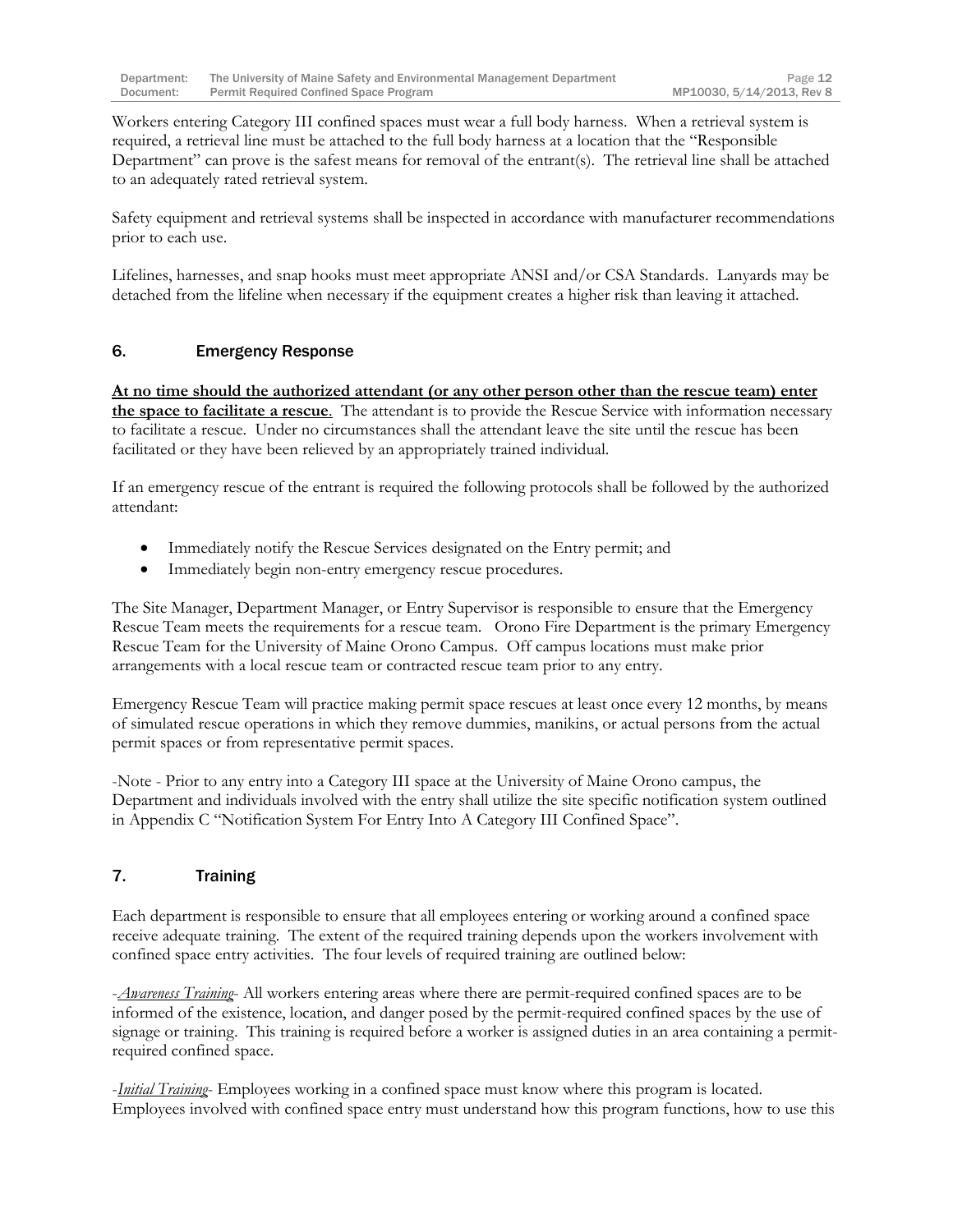Workers entering Category III confined spaces must wear a full body harness. When a retrieval system is required, a retrieval line must be attached to the full body harness at a location that the "Responsible Department" can prove is the safest means for removal of the entrant(s). The retrieval line shall be attached to an adequately rated retrieval system.

Safety equipment and retrieval systems shall be inspected in accordance with manufacturer recommendations prior to each use.

Lifelines, harnesses, and snap hooks must meet appropriate ANSI and/or CSA Standards. Lanyards may be detached from the lifeline when necessary if the equipment creates a higher risk than leaving it attached.

## 6. Emergency Response

<u>**At no time should the authorized attendant (or any other person other than the rescue team) enter the space to facilitate a rescue**</u>. The attendant is to provide the Rescue Service with information necessary to facilitate a rescue. Under no circumstances shall the attendant leave the site until the rescue has been facilitated or they have been relieved by an appropriately trained individual.

If an emergency rescue of the entrant is required the following protocols shall be followed by the authorized attendant:

- Immediately notify the Rescue Services designated on the Entry permit; and
- Immediately begin non-entry emergency rescue procedures.

The Site Manager, Department Manager, or Entry Supervisor is responsible to ensure that the Emergency Rescue Team meets the requirements for a rescue team. Orono Fire Department is the primary Emergency Rescue Team for the University of Maine Orono Campus. Off campus locations must make prior arrangements with a local rescue team or contracted rescue team prior to any entry.

Emergency Rescue Team will practice making permit space rescues at least once every 12 months, by means of simulated rescue operations in which they remove dummies, manikins, or actual persons from the actual permit spaces or from representative permit spaces.

-Note - Prior to any entry into a Category III space at the University of Maine Orono campus, the Department and individuals involved with the entry shall utilize the site specific notification system outlined in Appendix C "Notification System For Entry Into A Category III Confined Space".

## 7. Training

Each department is responsible to ensure that all employees entering or working around a confined space receive adequate training. The extent of the required training depends upon the workers involvement with confined space entry activities. The four levels of required training are outlined below:

-<u>*Awareness Training*</u>- All workers entering areas where there are permit-required confined spaces are to be informed of the existence, location, and danger posed by the permit-required confined spaces by the use of signage or training. This training is required before a worker is assigned duties in an area containing a permit-required confined space.

-<u>*Initial Training*</u>- Employees working in a confined space must know where this program is located. Employees involved with confined space entry must understand how this program functions, how to use this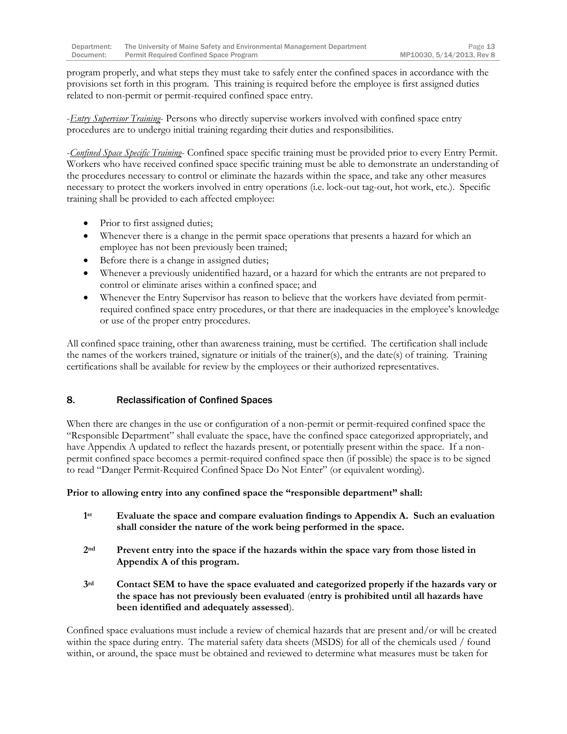program properly, and what steps they must take to safely enter the confined spaces in accordance with the provisions set forth in this program. This training is required before the employee is first assigned duties related to non-permit or permit-required confined space entry.

-*Entry Supervisor Training*- Persons who directly supervise workers involved with confined space entry procedures are to undergo initial training regarding their duties and responsibilities.

-*Confined Space Specific Training*- Confined space specific training must be provided prior to every Entry Permit. Workers who have received confined space specific training must be able to demonstrate an understanding of the procedures necessary to control or eliminate the hazards within the space, and take any other measures necessary to protect the workers involved in entry operations (i.e. lock-out tag-out, hot work, etc.). Specific training shall be provided to each affected employee:

- Prior to first assigned duties;
- Whenever there is a change in the permit space operations that presents a hazard for which an employee has not been previously been trained;
- Before there is a change in assigned duties;
- Whenever a previously unidentified hazard, or a hazard for which the entrants are not prepared to control or eliminate arises within a confined space; and
- Whenever the Entry Supervisor has reason to believe that the workers have deviated from permit-required confined space entry procedures, or that there are inadequacies in the employee's knowledge or use of the proper entry procedures.

All confined space training, other than awareness training, must be certified. The certification shall include the names of the workers trained, signature or initials of the trainer(s), and the date(s) of training. Training certifications shall be available for review by the employees or their authorized representatives.

## 8. Reclassification of Confined Spaces

When there are changes in the use or configuration of a non-permit or permit-required confined space the "Responsible Department" shall evaluate the space, have the confined space categorized appropriately, and have Appendix A updated to reflect the hazards present, or potentially present within the space. If a non-permit confined space becomes a permit-required confined space then (if possible) the space is to be signed to read "Danger Permit-Required Confined Space Do Not Enter" (or equivalent wording).

**Prior to allowing entry into any confined space the "responsible department" shall:**

**1st Evaluate the space and compare evaluation findings to Appendix A. Such an evaluation shall consider the nature of the work being performed in the space.**

**2nd Prevent entry into the space if the hazards within the space vary from those listed in Appendix A of this program.**

**3rd Contact SEM to have the space evaluated and categorized properly if the hazards vary or the space has not previously been evaluated** (**entry is prohibited until all hazards have been identified and adequately assessed**).

Confined space evaluations must include a review of chemical hazards that are present and/or will be created within the space during entry. The material safety data sheets (MSDS) for all of the chemicals used / found within, or around, the space must be obtained and reviewed to determine what measures must be taken for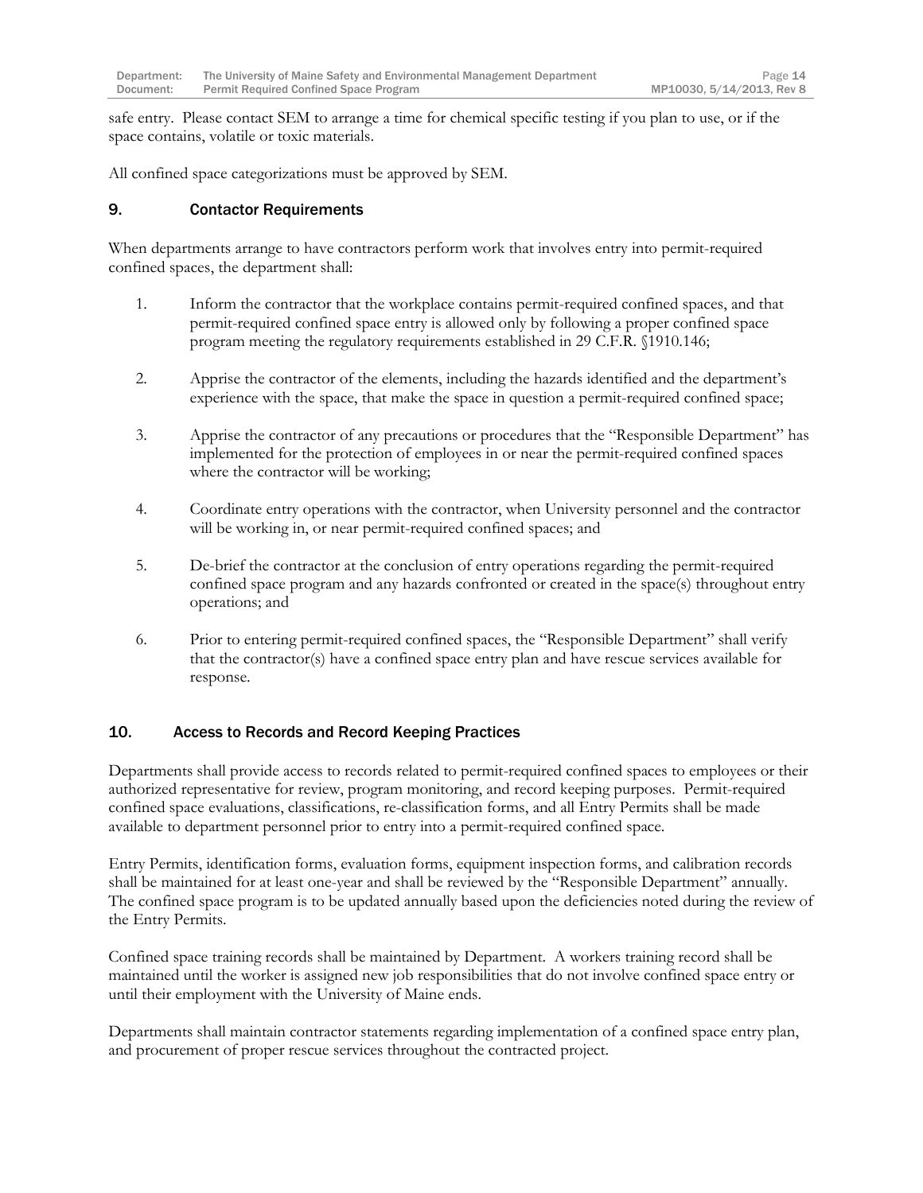safe entry. Please contact SEM to arrange a time for chemical specific testing if you plan to use, or if the space contains, volatile or toxic materials.

All confined space categorizations must be approved by SEM.

## 9. Contactor Requirements

When departments arrange to have contractors perform work that involves entry into permit-required confined spaces, the department shall:

1. Inform the contractor that the workplace contains permit-required confined spaces, and that permit-required confined space entry is allowed only by following a proper confined space program meeting the regulatory requirements established in 29 C.F.R. §1910.146;

2. Apprise the contractor of the elements, including the hazards identified and the department's experience with the space, that make the space in question a permit-required confined space;

3. Apprise the contractor of any precautions or procedures that the "Responsible Department" has implemented for the protection of employees in or near the permit-required confined spaces where the contractor will be working;

4. Coordinate entry operations with the contractor, when University personnel and the contractor will be working in, or near permit-required confined spaces; and

5. De-brief the contractor at the conclusion of entry operations regarding the permit-required confined space program and any hazards confronted or created in the space(s) throughout entry operations; and

6. Prior to entering permit-required confined spaces, the "Responsible Department" shall verify that the contractor(s) have a confined space entry plan and have rescue services available for response.

## 10. Access to Records and Record Keeping Practices

Departments shall provide access to records related to permit-required confined spaces to employees or their authorized representative for review, program monitoring, and record keeping purposes. Permit-required confined space evaluations, classifications, re-classification forms, and all Entry Permits shall be made available to department personnel prior to entry into a permit-required confined space.

Entry Permits, identification forms, evaluation forms, equipment inspection forms, and calibration records shall be maintained for at least one-year and shall be reviewed by the "Responsible Department" annually. The confined space program is to be updated annually based upon the deficiencies noted during the review of the Entry Permits.

Confined space training records shall be maintained by Department. A workers training record shall be maintained until the worker is assigned new job responsibilities that do not involve confined space entry or until their employment with the University of Maine ends.

Departments shall maintain contractor statements regarding implementation of a confined space entry plan, and procurement of proper rescue services throughout the contracted project.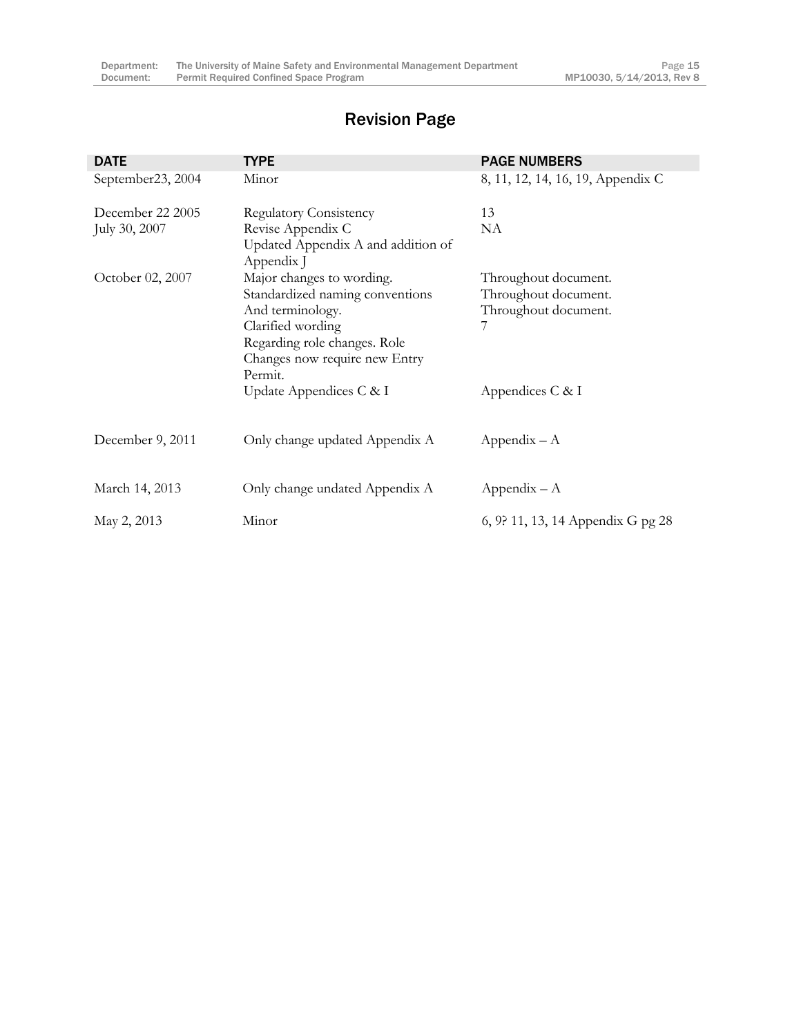# Revision Page

| DATE | TYPE | PAGE NUMBERS |
|---|---|---|
| September23, 2004 | Minor | 8, 11, 12, 14, 16, 19, Appendix C |
| December 22 2005 | Regulatory Consistency | 13 |
| July 30, 2007 | Revise Appendix C<br>Updated Appendix A and addition of Appendix J | NA |
| October 02, 2007 | Major changes to wording.<br>Standardized naming conventions And terminology.<br>Clarified wording Regarding role changes. Role Changes now require new Entry Permit.<br>Update Appendices C & I | Throughout document.<br>Throughout document.<br>Throughout document.<br>7<br>Appendices C & I |
| December 9, 2011 | Only change updated Appendix A | Appendix – A |
| March 14, 2013 | Only change undated Appendix A | Appendix – A |
| May 2, 2013 | Minor | 6, 9? 11, 13, 14 Appendix G pg 28 |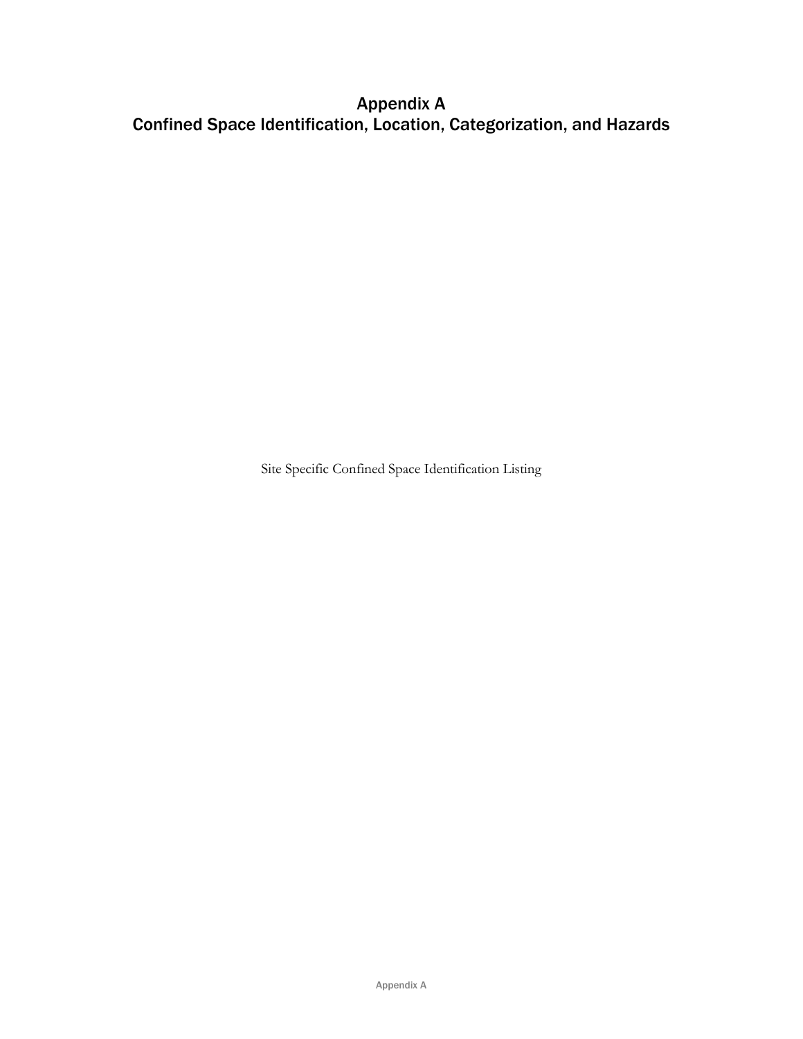# Appendix A
# Confined Space Identification, Location, Categorization, and Hazards

Site Specific Confined Space Identification Listing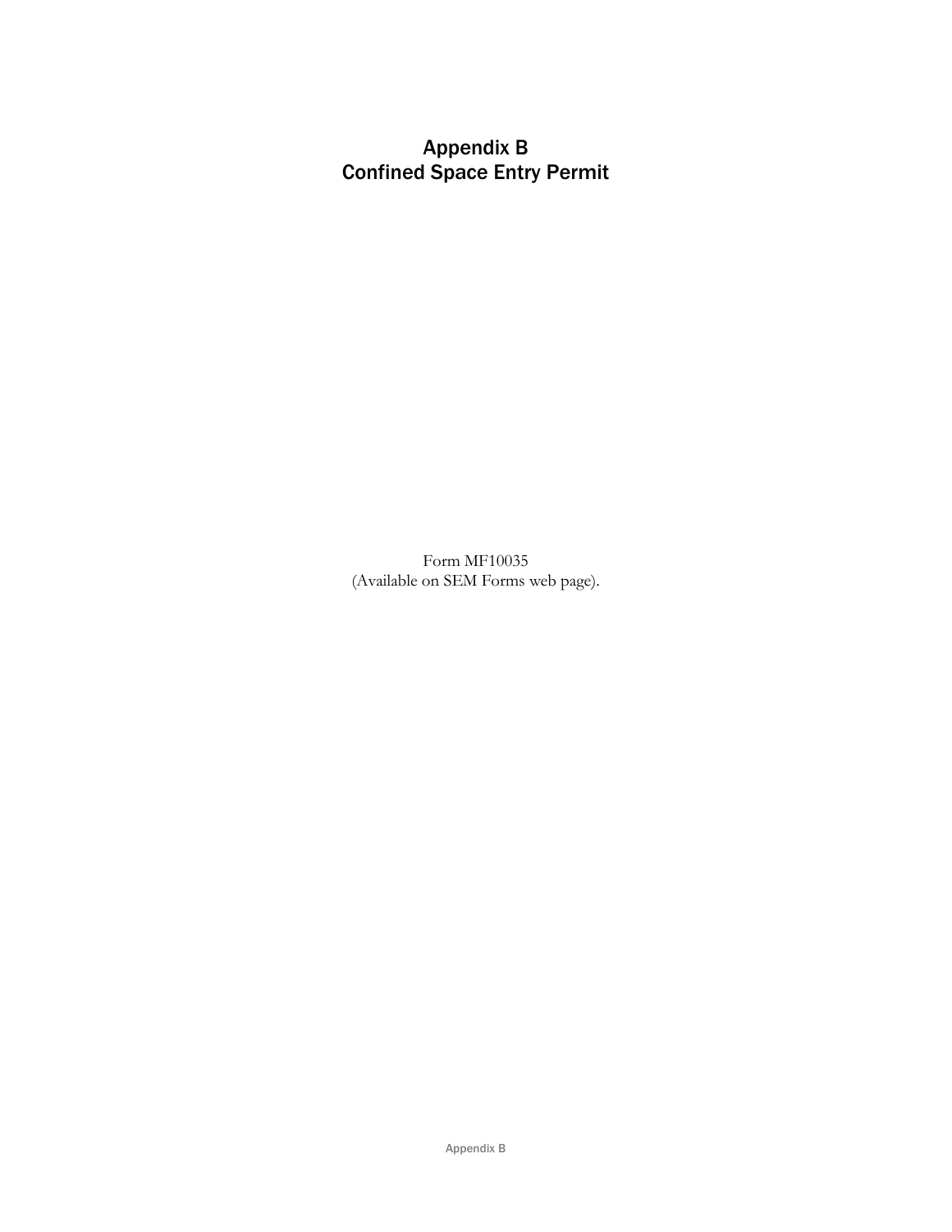# Appendix B
# Confined Space Entry Permit

Form MF10035
(Available on SEM Forms web page).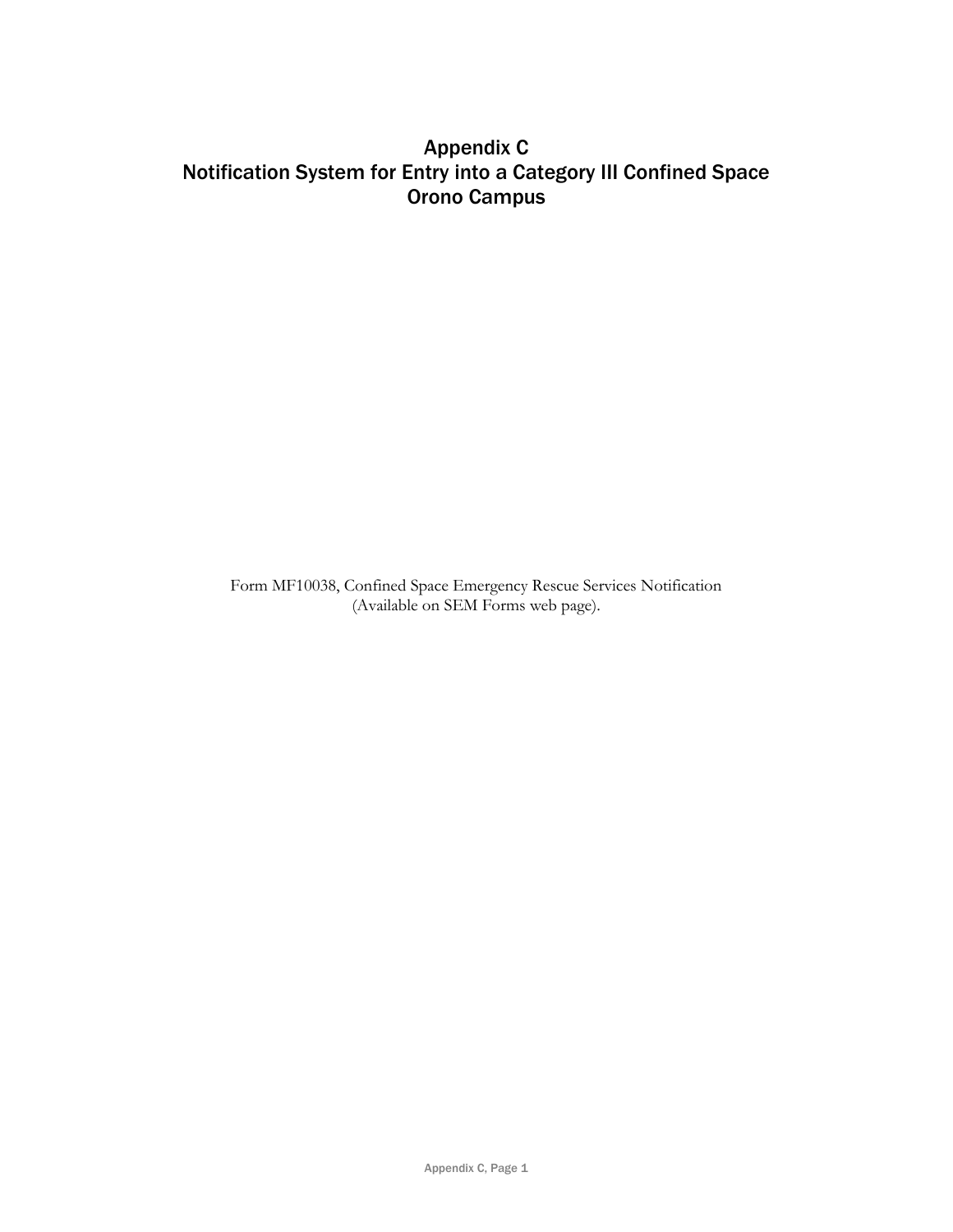# Appendix C
# Notification System for Entry into a Category III Confined Space
# Orono Campus

Form MF10038, Confined Space Emergency Rescue Services Notification
(Available on SEM Forms web page).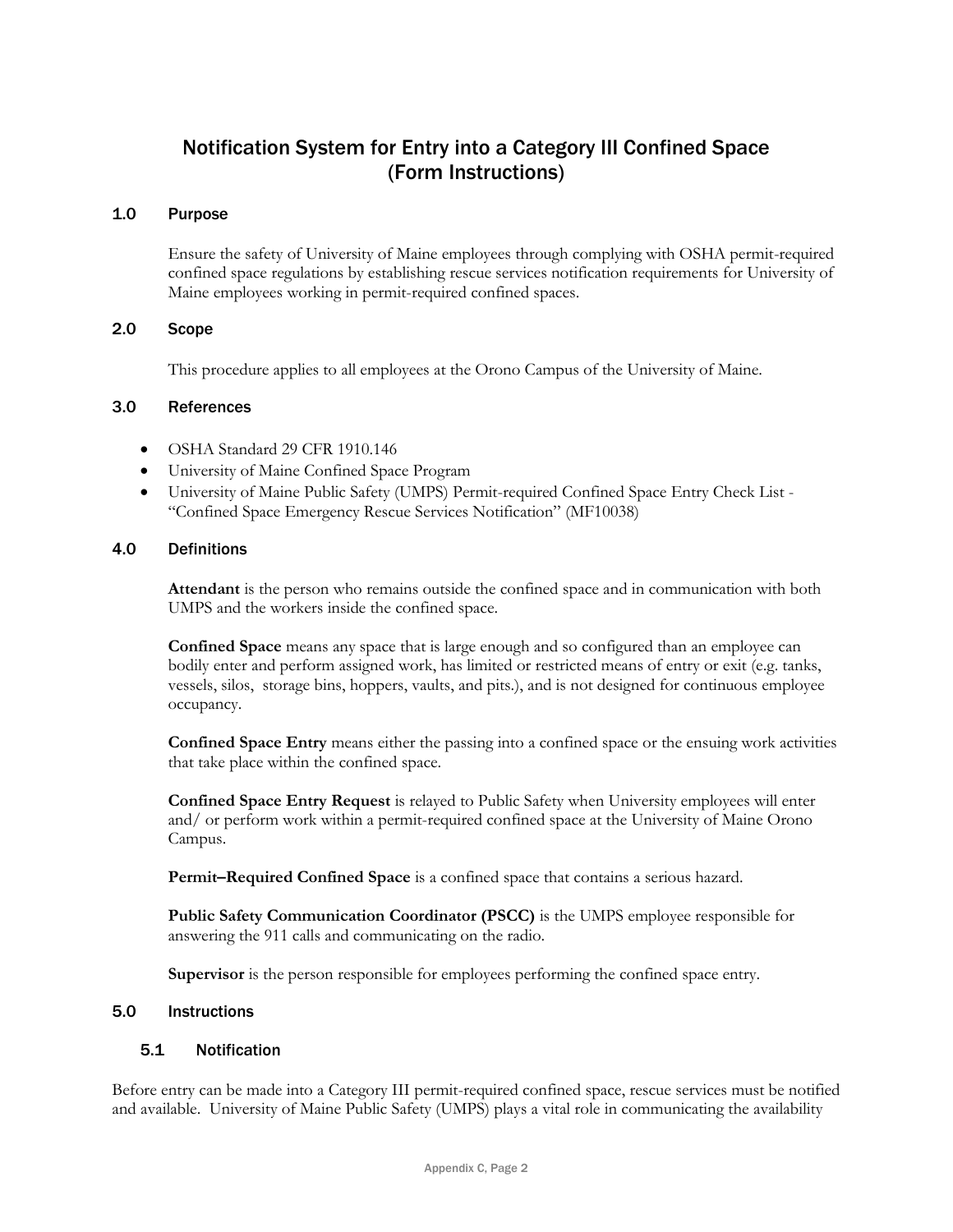# Notification System for Entry into a Category III Confined Space (Form Instructions)

## 1.0 Purpose

Ensure the safety of University of Maine employees through complying with OSHA permit-required confined space regulations by establishing rescue services notification requirements for University of Maine employees working in permit-required confined spaces.

## 2.0 Scope

This procedure applies to all employees at the Orono Campus of the University of Maine.

## 3.0 References

- OSHA Standard 29 CFR 1910.146
- University of Maine Confined Space Program
- University of Maine Public Safety (UMPS) Permit-required Confined Space Entry Check List - "Confined Space Emergency Rescue Services Notification" (MF10038)

## 4.0 Definitions

**Attendant** is the person who remains outside the confined space and in communication with both UMPS and the workers inside the confined space.

**Confined Space** means any space that is large enough and so configured than an employee can bodily enter and perform assigned work, has limited or restricted means of entry or exit (e.g. tanks, vessels, silos, storage bins, hoppers, vaults, and pits.), and is not designed for continuous employee occupancy.

**Confined Space Entry** means either the passing into a confined space or the ensuing work activities that take place within the confined space.

**Confined Space Entry Request** is relayed to Public Safety when University employees will enter and/ or perform work within a permit-required confined space at the University of Maine Orono Campus.

**Permit–Required Confined Space** is a confined space that contains a serious hazard.

**Public Safety Communication Coordinator (PSCC)** is the UMPS employee responsible for answering the 911 calls and communicating on the radio.

**Supervisor** is the person responsible for employees performing the confined space entry.

## 5.0 Instructions

### 5.1 Notification

Before entry can be made into a Category III permit-required confined space, rescue services must be notified and available. University of Maine Public Safety (UMPS) plays a vital role in communicating the availability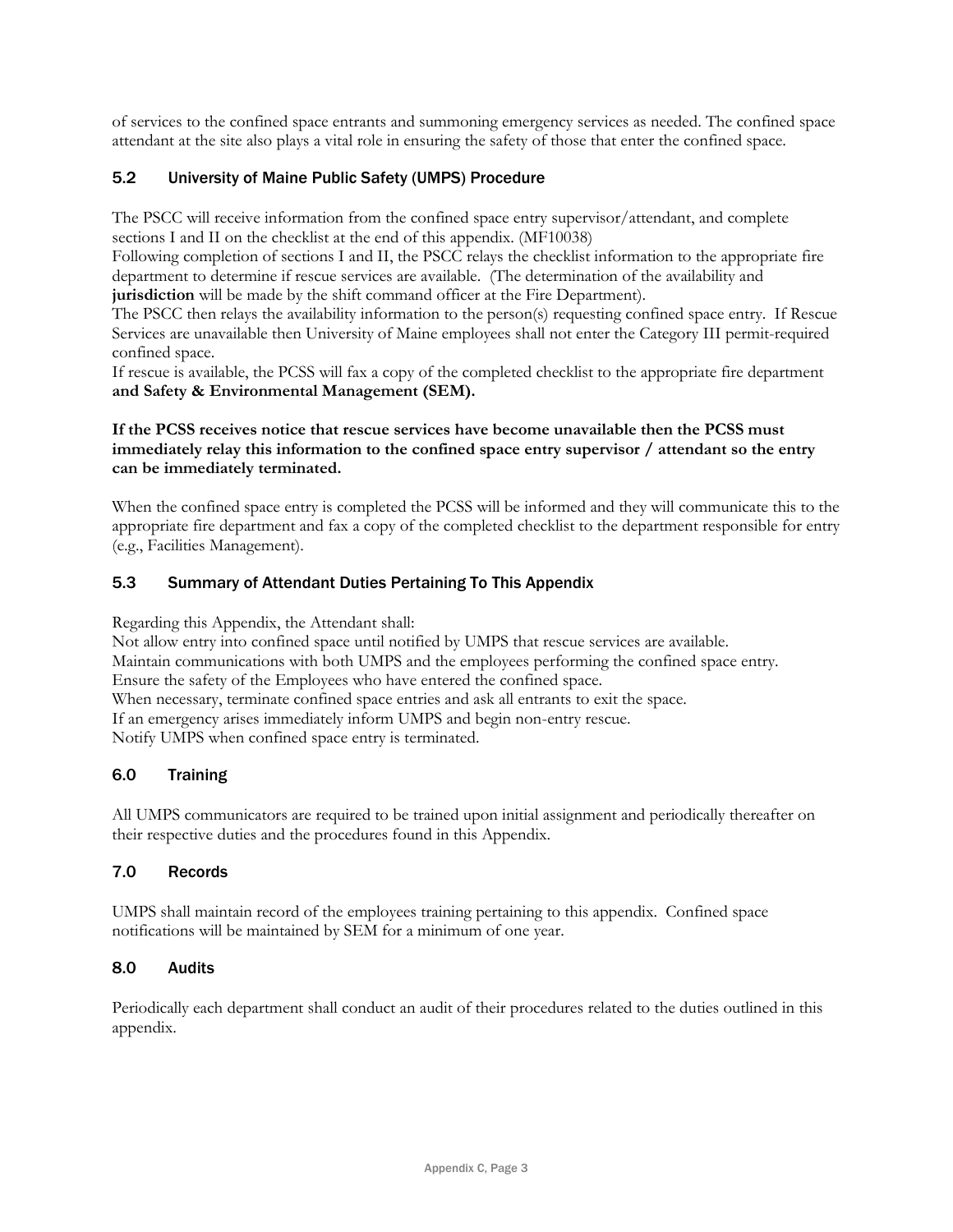of services to the confined space entrants and summoning emergency services as needed. The confined space attendant at the site also plays a vital role in ensuring the safety of those that enter the confined space.

### 5.2 University of Maine Public Safety (UMPS) Procedure

The PSCC will receive information from the confined space entry supervisor/attendant, and complete sections I and II on the checklist at the end of this appendix. (MF10038)

Following completion of sections I and II, the PSCC relays the checklist information to the appropriate fire department to determine if rescue services are available. (The determination of the availability and **jurisdiction** will be made by the shift command officer at the Fire Department).

The PSCC then relays the availability information to the person(s) requesting confined space entry. If Rescue Services are unavailable then University of Maine employees shall not enter the Category III permit-required confined space.

If rescue is available, the PCSS will fax a copy of the completed checklist to the appropriate fire department **and Safety & Environmental Management (SEM).**

**If the PCSS receives notice that rescue services have become unavailable then the PCSS must immediately relay this information to the confined space entry supervisor / attendant so the entry can be immediately terminated.**

When the confined space entry is completed the PCSS will be informed and they will communicate this to the appropriate fire department and fax a copy of the completed checklist to the department responsible for entry (e.g., Facilities Management).

### 5.3 Summary of Attendant Duties Pertaining To This Appendix

Regarding this Appendix, the Attendant shall:

Not allow entry into confined space until notified by UMPS that rescue services are available.

Maintain communications with both UMPS and the employees performing the confined space entry.

Ensure the safety of the Employees who have entered the confined space.

When necessary, terminate confined space entries and ask all entrants to exit the space.

If an emergency arises immediately inform UMPS and begin non-entry rescue.

Notify UMPS when confined space entry is terminated.

## 6.0 Training

All UMPS communicators are required to be trained upon initial assignment and periodically thereafter on their respective duties and the procedures found in this Appendix.

## 7.0 Records

UMPS shall maintain record of the employees training pertaining to this appendix. Confined space notifications will be maintained by SEM for a minimum of one year.

## 8.0 Audits

Periodically each department shall conduct an audit of their procedures related to the duties outlined in this appendix.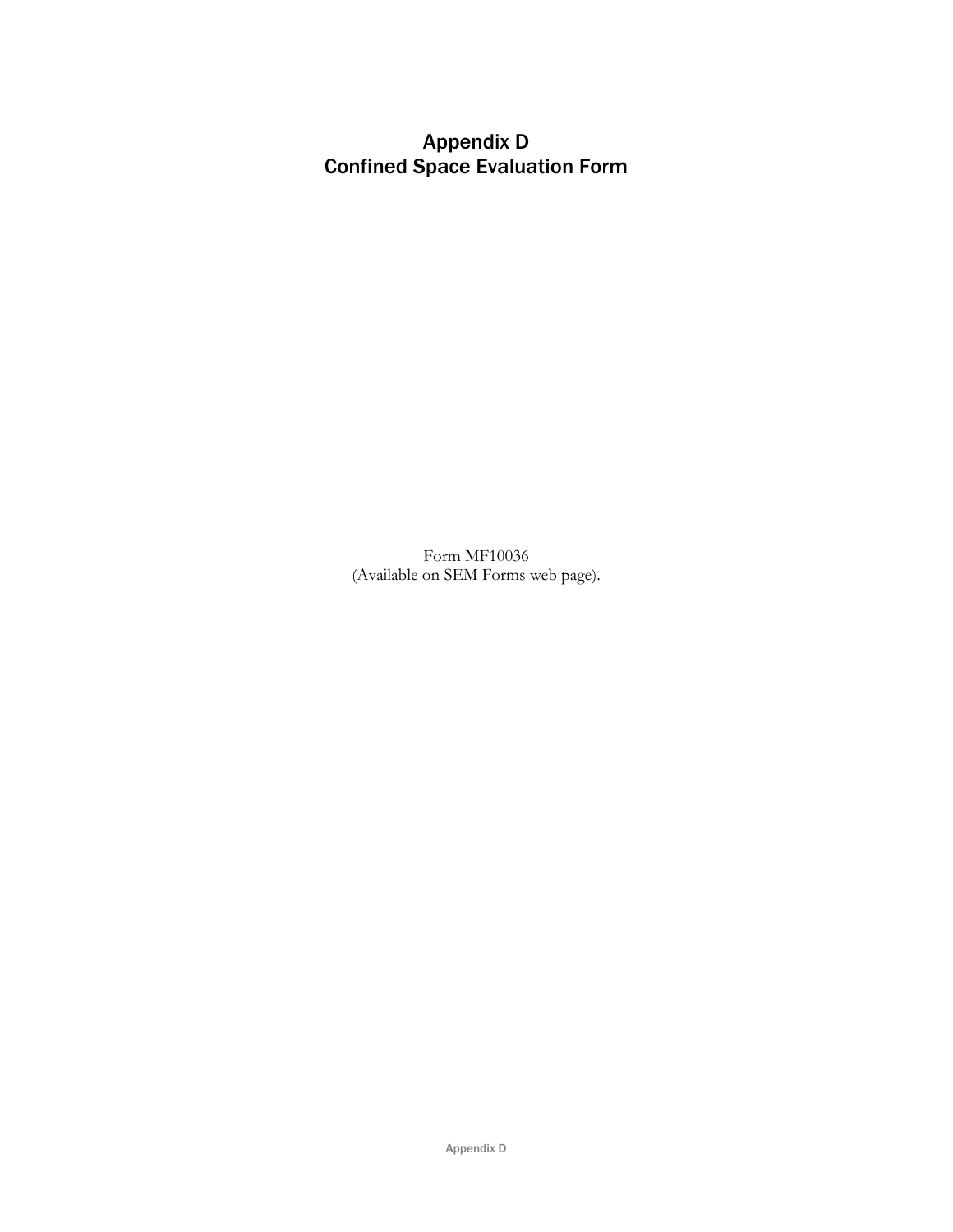# Appendix D
# Confined Space Evaluation Form

Form MF10036
(Available on SEM Forms web page).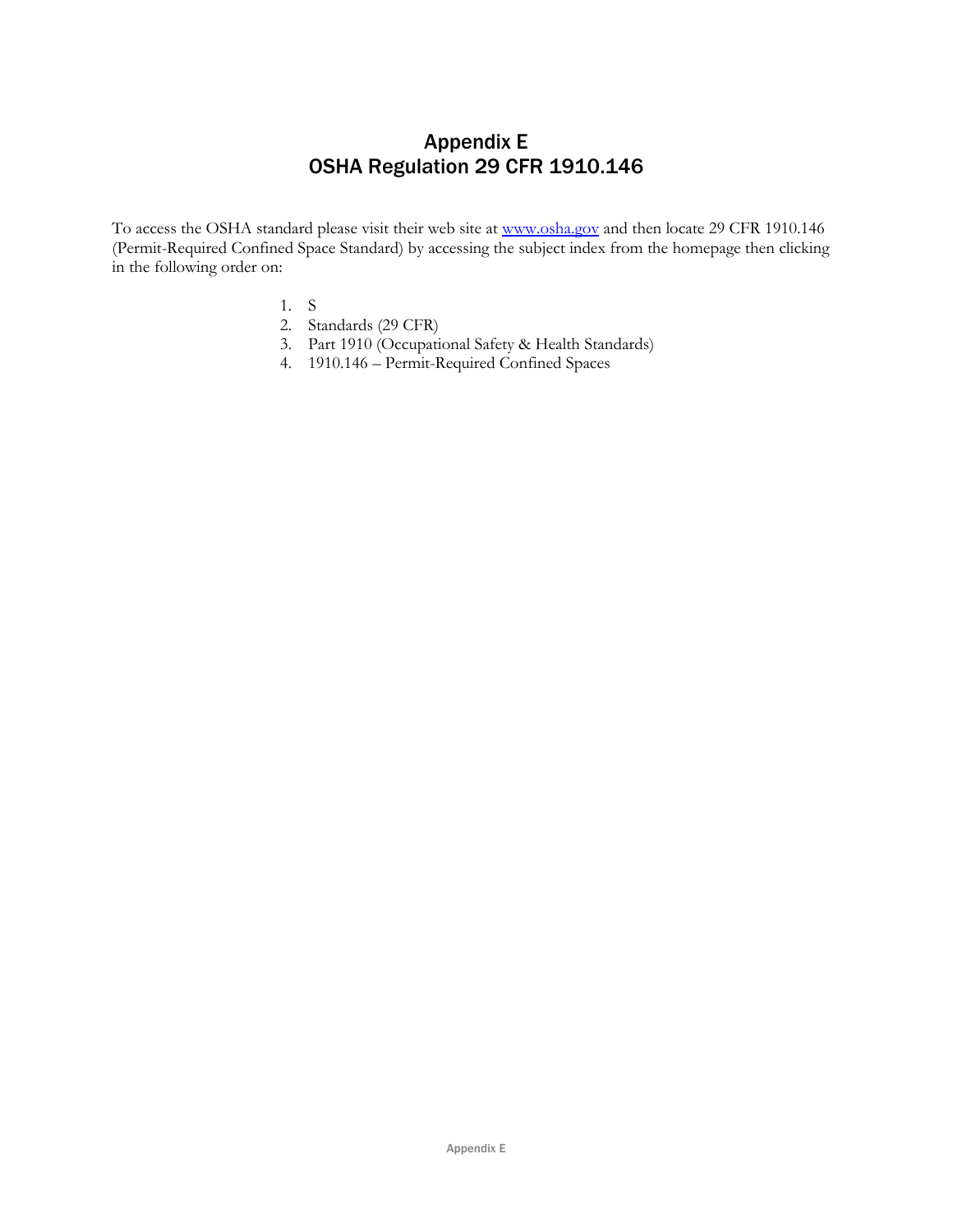# Appendix E
# OSHA Regulation 29 CFR 1910.146

To access the OSHA standard please visit their web site at www.osha.gov and then locate 29 CFR 1910.146 (Permit-Required Confined Space Standard) by accessing the subject index from the homepage then clicking in the following order on:

1. S
2. Standards (29 CFR)
3. Part 1910 (Occupational Safety & Health Standards)
4. 1910.146 – Permit-Required Confined Spaces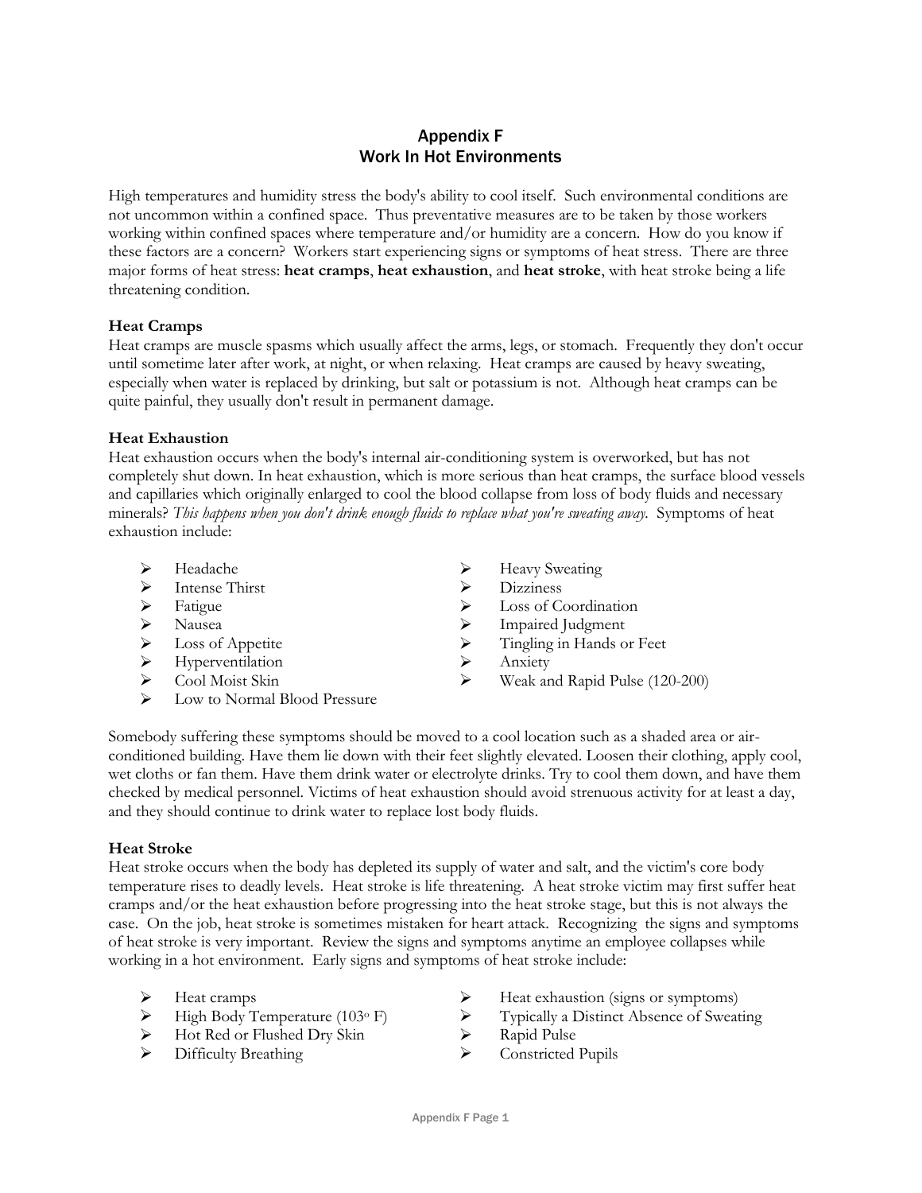## Appendix F
## Work In Hot Environments

High temperatures and humidity stress the body's ability to cool itself. Such environmental conditions are not uncommon within a confined space. Thus preventative measures are to be taken by those workers working within confined spaces where temperature and/or humidity are a concern. How do you know if these factors are a concern? Workers start experiencing signs or symptoms of heat stress. There are three major forms of heat stress: **heat cramps**, **heat exhaustion**, and **heat stroke**, with heat stroke being a life threatening condition.

**Heat Cramps**
Heat cramps are muscle spasms which usually affect the arms, legs, or stomach. Frequently they don't occur until sometime later after work, at night, or when relaxing. Heat cramps are caused by heavy sweating, especially when water is replaced by drinking, but salt or potassium is not. Although heat cramps can be quite painful, they usually don't result in permanent damage.

**Heat Exhaustion**
Heat exhaustion occurs when the body's internal air-conditioning system is overworked, but has not completely shut down. In heat exhaustion, which is more serious than heat cramps, the surface blood vessels and capillaries which originally enlarged to cool the blood collapse from loss of body fluids and necessary minerals? *This happens when you don't drink enough fluids to replace what you're sweating away.* Symptoms of heat exhaustion include:

- Headache
- Intense Thirst
- Fatigue
- Nausea
- Loss of Appetite
- Hyperventilation
- Cool Moist Skin
- Low to Normal Blood Pressure
- Heavy Sweating
- Dizziness
- Loss of Coordination
- Impaired Judgment
- Tingling in Hands or Feet
- Anxiety
- Weak and Rapid Pulse (120-200)

Somebody suffering these symptoms should be moved to a cool location such as a shaded area or air-conditioned building. Have them lie down with their feet slightly elevated. Loosen their clothing, apply cool, wet cloths or fan them. Have them drink water or electrolyte drinks. Try to cool them down, and have them checked by medical personnel. Victims of heat exhaustion should avoid strenuous activity for at least a day, and they should continue to drink water to replace lost body fluids.

**Heat Stroke**
Heat stroke occurs when the body has depleted its supply of water and salt, and the victim's core body temperature rises to deadly levels. Heat stroke is life threatening. A heat stroke victim may first suffer heat cramps and/or the heat exhaustion before progressing into the heat stroke stage, but this is not always the case. On the job, heat stroke is sometimes mistaken for heart attack. Recognizing the signs and symptoms of heat stroke is very important. Review the signs and symptoms anytime an employee collapses while working in a hot environment. Early signs and symptoms of heat stroke include:

- Heat cramps
- High Body Temperature (103° F)
- Hot Red or Flushed Dry Skin
- Difficulty Breathing
- Heat exhaustion (signs or symptoms)
- Typically a Distinct Absence of Sweating
- Rapid Pulse
- Constricted Pupils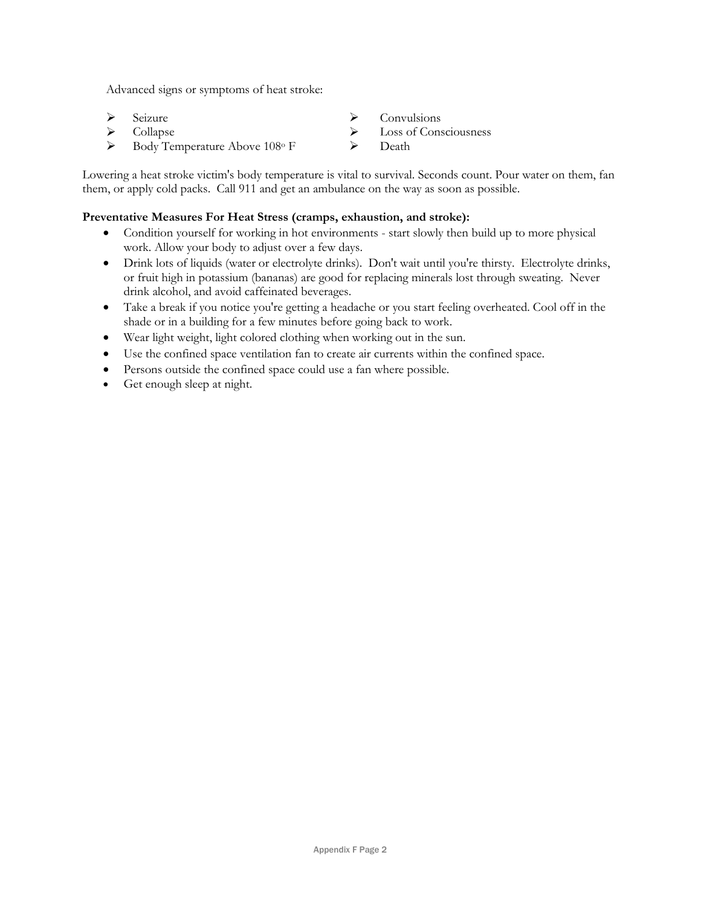Advanced signs or symptoms of heat stroke:

- Seizure
- Convulsions
- Collapse
- Loss of Consciousness
- Body Temperature Above 108° F
- Death

Lowering a heat stroke victim's body temperature is vital to survival. Seconds count. Pour water on them, fan them, or apply cold packs. Call 911 and get an ambulance on the way as soon as possible.

**Preventative Measures For Heat Stress (cramps, exhaustion, and stroke):**

- Condition yourself for working in hot environments - start slowly then build up to more physical work. Allow your body to adjust over a few days.
- Drink lots of liquids (water or electrolyte drinks). Don't wait until you're thirsty. Electrolyte drinks, or fruit high in potassium (bananas) are good for replacing minerals lost through sweating. Never drink alcohol, and avoid caffeinated beverages.
- Take a break if you notice you're getting a headache or you start feeling overheated. Cool off in the shade or in a building for a few minutes before going back to work.
- Wear light weight, light colored clothing when working out in the sun.
- Use the confined space ventilation fan to create air currents within the confined space.
- Persons outside the confined space could use a fan where possible.
- Get enough sleep at night.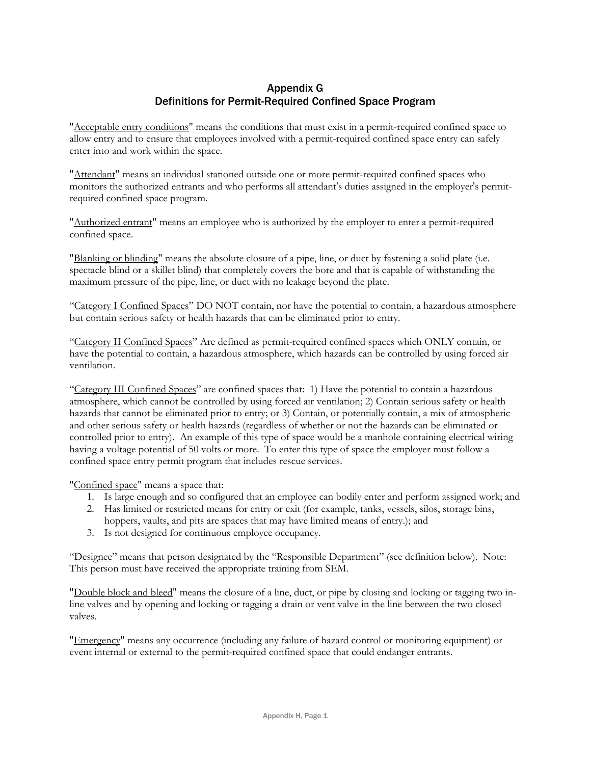# Appendix G
## Definitions for Permit-Required Confined Space Program

"<u>Acceptable entry conditions</u>" means the conditions that must exist in a permit-required confined space to allow entry and to ensure that employees involved with a permit-required confined space entry can safely enter into and work within the space.

"<u>Attendant</u>" means an individual stationed outside one or more permit-required confined spaces who monitors the authorized entrants and who performs all attendant's duties assigned in the employer's permit-required confined space program.

"<u>Authorized entrant</u>" means an employee who is authorized by the employer to enter a permit-required confined space.

"<u>Blanking or blinding</u>" means the absolute closure of a pipe, line, or duct by fastening a solid plate (i.e. spectacle blind or a skillet blind) that completely covers the bore and that is capable of withstanding the maximum pressure of the pipe, line, or duct with no leakage beyond the plate.

"<u>Category I Confined Spaces</u>" DO NOT contain, nor have the potential to contain, a hazardous atmosphere but contain serious safety or health hazards that can be eliminated prior to entry.

"<u>Category II Confined Spaces</u>" Are defined as permit-required confined spaces which ONLY contain, or have the potential to contain, a hazardous atmosphere, which hazards can be controlled by using forced air ventilation.

"<u>Category III Confined Spaces</u>" are confined spaces that: 1) Have the potential to contain a hazardous atmosphere, which cannot be controlled by using forced air ventilation; 2) Contain serious safety or health hazards that cannot be eliminated prior to entry; or 3) Contain, or potentially contain, a mix of atmospheric and other serious safety or health hazards (regardless of whether or not the hazards can be eliminated or controlled prior to entry). An example of this type of space would be a manhole containing electrical wiring having a voltage potential of 50 volts or more. To enter this type of space the employer must follow a confined space entry permit program that includes rescue services.

"<u>Confined space</u>" means a space that:

1. Is large enough and so configured that an employee can bodily enter and perform assigned work; and
2. Has limited or restricted means for entry or exit (for example, tanks, vessels, silos, storage bins, hoppers, vaults, and pits are spaces that may have limited means of entry.); and
3. Is not designed for continuous employee occupancy.

"<u>Designee</u>" means that person designated by the "Responsible Department" (see definition below). Note: This person must have received the appropriate training from SEM.

"<u>Double block and bleed</u>" means the closure of a line, duct, or pipe by closing and locking or tagging two in-line valves and by opening and locking or tagging a drain or vent valve in the line between the two closed valves.

"<u>Emergency</u>" means any occurrence (including any failure of hazard control or monitoring equipment) or event internal or external to the permit-required confined space that could endanger entrants.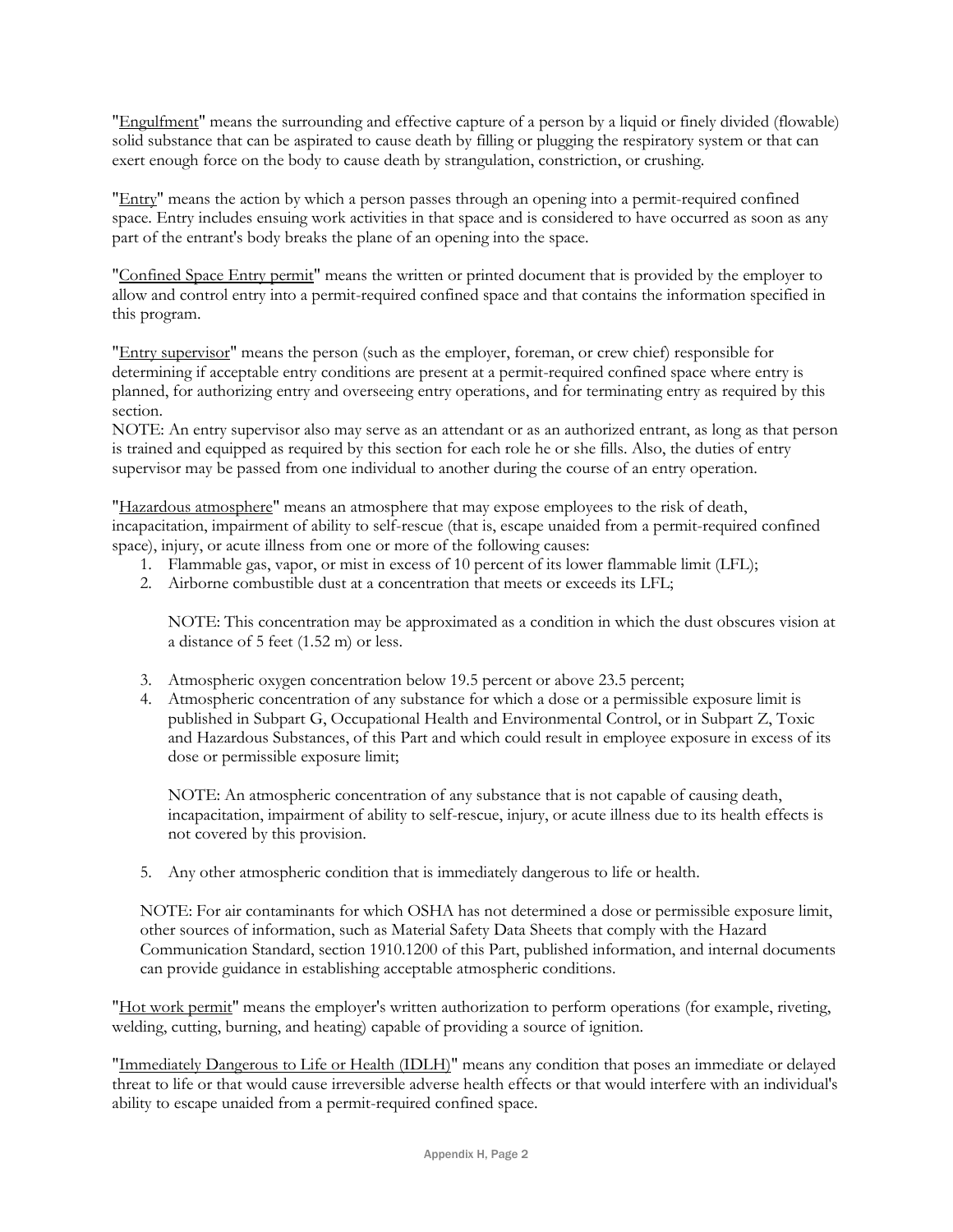"Engulfment" means the surrounding and effective capture of a person by a liquid or finely divided (flowable) solid substance that can be aspirated to cause death by filling or plugging the respiratory system or that can exert enough force on the body to cause death by strangulation, constriction, or crushing.

"Entry" means the action by which a person passes through an opening into a permit-required confined space. Entry includes ensuing work activities in that space and is considered to have occurred as soon as any part of the entrant's body breaks the plane of an opening into the space.

"Confined Space Entry permit" means the written or printed document that is provided by the employer to allow and control entry into a permit-required confined space and that contains the information specified in this program.

"Entry supervisor" means the person (such as the employer, foreman, or crew chief) responsible for determining if acceptable entry conditions are present at a permit-required confined space where entry is planned, for authorizing entry and overseeing entry operations, and for terminating entry as required by this section.
NOTE: An entry supervisor also may serve as an attendant or as an authorized entrant, as long as that person is trained and equipped as required by this section for each role he or she fills. Also, the duties of entry supervisor may be passed from one individual to another during the course of an entry operation.

"Hazardous atmosphere" means an atmosphere that may expose employees to the risk of death, incapacitation, impairment of ability to self-rescue (that is, escape unaided from a permit-required confined space), injury, or acute illness from one or more of the following causes:

1. Flammable gas, vapor, or mist in excess of 10 percent of its lower flammable limit (LFL);
2. Airborne combustible dust at a concentration that meets or exceeds its LFL;

   NOTE: This concentration may be approximated as a condition in which the dust obscures vision at a distance of 5 feet (1.52 m) or less.

3. Atmospheric oxygen concentration below 19.5 percent or above 23.5 percent;
4. Atmospheric concentration of any substance for which a dose or a permissible exposure limit is published in Subpart G, Occupational Health and Environmental Control, or in Subpart Z, Toxic and Hazardous Substances, of this Part and which could result in employee exposure in excess of its dose or permissible exposure limit;

   NOTE: An atmospheric concentration of any substance that is not capable of causing death, incapacitation, impairment of ability to self-rescue, injury, or acute illness due to its health effects is not covered by this provision.

5. Any other atmospheric condition that is immediately dangerous to life or health.

   NOTE: For air contaminants for which OSHA has not determined a dose or permissible exposure limit, other sources of information, such as Material Safety Data Sheets that comply with the Hazard Communication Standard, section 1910.1200 of this Part, published information, and internal documents can provide guidance in establishing acceptable atmospheric conditions.

"Hot work permit" means the employer's written authorization to perform operations (for example, riveting, welding, cutting, burning, and heating) capable of providing a source of ignition.

"Immediately Dangerous to Life or Health (IDLH)" means any condition that poses an immediate or delayed threat to life or that would cause irreversible adverse health effects or that would interfere with an individual's ability to escape unaided from a permit-required confined space.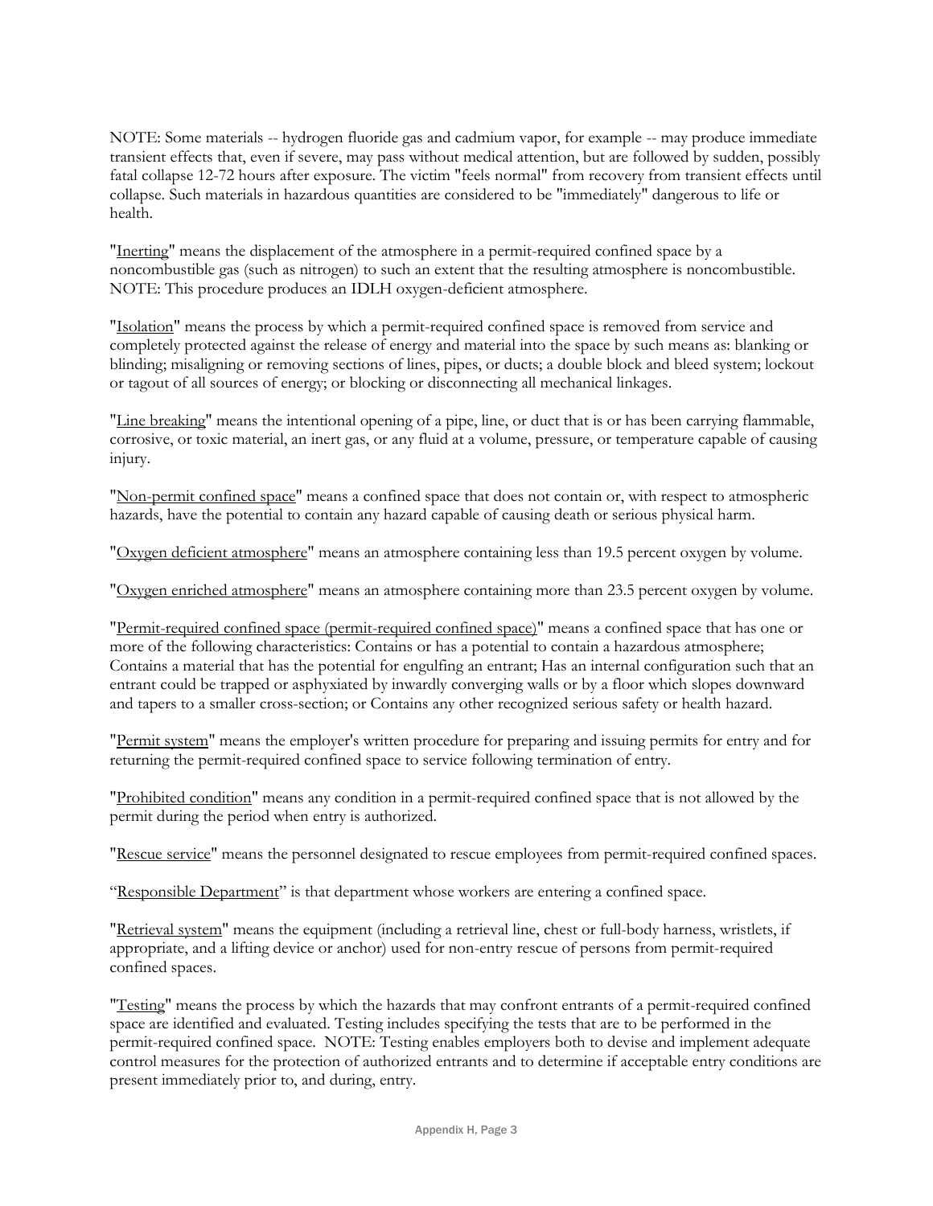NOTE: Some materials -- hydrogen fluoride gas and cadmium vapor, for example -- may produce immediate transient effects that, even if severe, may pass without medical attention, but are followed by sudden, possibly fatal collapse 12-72 hours after exposure. The victim "feels normal" from recovery from transient effects until collapse. Such materials in hazardous quantities are considered to be "immediately" dangerous to life or health.

"Inerting" means the displacement of the atmosphere in a permit-required confined space by a noncombustible gas (such as nitrogen) to such an extent that the resulting atmosphere is noncombustible. NOTE: This procedure produces an IDLH oxygen-deficient atmosphere.

"Isolation" means the process by which a permit-required confined space is removed from service and completely protected against the release of energy and material into the space by such means as: blanking or blinding; misaligning or removing sections of lines, pipes, or ducts; a double block and bleed system; lockout or tagout of all sources of energy; or blocking or disconnecting all mechanical linkages.

"Line breaking" means the intentional opening of a pipe, line, or duct that is or has been carrying flammable, corrosive, or toxic material, an inert gas, or any fluid at a volume, pressure, or temperature capable of causing injury.

"Non-permit confined space" means a confined space that does not contain or, with respect to atmospheric hazards, have the potential to contain any hazard capable of causing death or serious physical harm.

"Oxygen deficient atmosphere" means an atmosphere containing less than 19.5 percent oxygen by volume.

"Oxygen enriched atmosphere" means an atmosphere containing more than 23.5 percent oxygen by volume.

"Permit-required confined space (permit-required confined space)" means a confined space that has one or more of the following characteristics: Contains or has a potential to contain a hazardous atmosphere; Contains a material that has the potential for engulfing an entrant; Has an internal configuration such that an entrant could be trapped or asphyxiated by inwardly converging walls or by a floor which slopes downward and tapers to a smaller cross-section; or Contains any other recognized serious safety or health hazard.

"Permit system" means the employer's written procedure for preparing and issuing permits for entry and for returning the permit-required confined space to service following termination of entry.

"Prohibited condition" means any condition in a permit-required confined space that is not allowed by the permit during the period when entry is authorized.

"Rescue service" means the personnel designated to rescue employees from permit-required confined spaces.

“Responsible Department” is that department whose workers are entering a confined space.

"Retrieval system" means the equipment (including a retrieval line, chest or full-body harness, wristlets, if appropriate, and a lifting device or anchor) used for non-entry rescue of persons from permit-required confined spaces.

"Testing" means the process by which the hazards that may confront entrants of a permit-required confined space are identified and evaluated. Testing includes specifying the tests that are to be performed in the permit-required confined space. NOTE: Testing enables employers both to devise and implement adequate control measures for the protection of authorized entrants and to determine if acceptable entry conditions are present immediately prior to, and during, entry.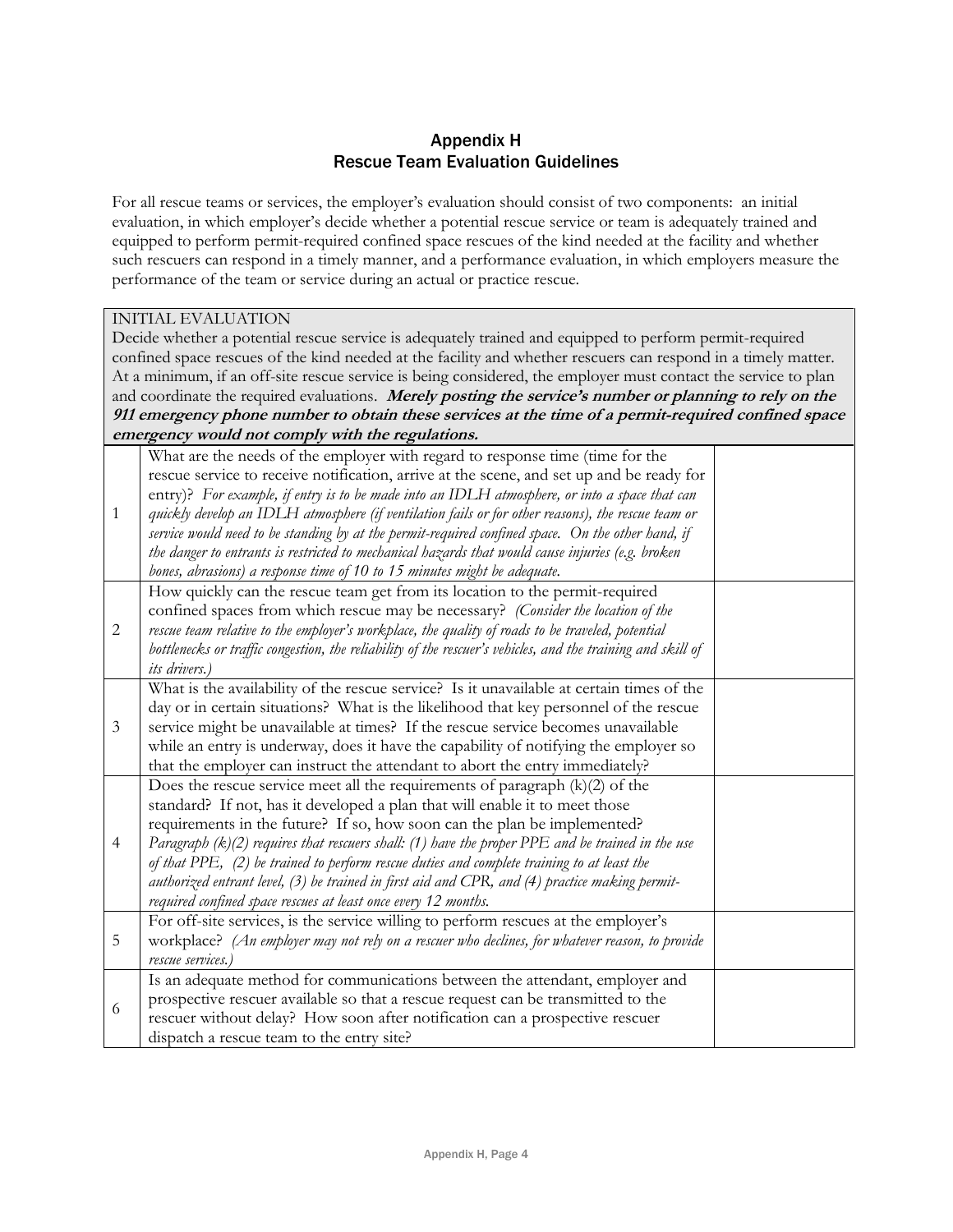# Appendix H
## Rescue Team Evaluation Guidelines

For all rescue teams or services, the employer's evaluation should consist of two components: an initial evaluation, in which employer's decide whether a potential rescue service or team is adequately trained and equipped to perform permit-required confined space rescues of the kind needed at the facility and whether such rescuers can respond in a timely manner, and a performance evaluation, in which employers measure the performance of the team or service during an actual or practice rescue.

| INITIAL EVALUATION<br>Decide whether a potential rescue service is adequately trained and equipped to perform permit-required confined space rescues of the kind needed at the facility and whether rescuers can respond in a timely matter. At a minimum, if an off-site rescue service is being considered, the employer must contact the service to plan and coordinate the required evaluations. ***Merely posting the service's number or planning to rely on the 911 emergency phone number to obtain these services at the time of a permit-required confined space emergency would not comply with the regulations.*** | | |
|---|---|---|
| 1 | What are the needs of the employer with regard to response time (time for the rescue service to receive notification, arrive at the scene, and set up and be ready for entry)? *For example, if entry is to be made into an IDLH atmosphere, or into a space that can quickly develop an IDLH atmosphere (if ventilation fails or for other reasons), the rescue team or service would need to be standing by at the permit-required confined space. On the other hand, if the danger to entrants is restricted to mechanical hazards that would cause injuries (e.g. broken bones, abrasions) a response time of 10 to 15 minutes might be adequate.* | |
| 2 | How quickly can the rescue team get from its location to the permit-required confined spaces from which rescue may be necessary? *(Consider the location of the rescue team relative to the employer's workplace, the quality of roads to be traveled, potential bottlenecks or traffic congestion, the reliability of the rescuer's vehicles, and the training and skill of its drivers.)* | |
| 3 | What is the availability of the rescue service? Is it unavailable at certain times of the day or in certain situations? What is the likelihood that key personnel of the rescue service might be unavailable at times? If the rescue service becomes unavailable while an entry is underway, does it have the capability of notifying the employer so that the employer can instruct the attendant to abort the entry immediately? | |
| 4 | Does the rescue service meet all the requirements of paragraph (k)(2) of the standard? If not, has it developed a plan that will enable it to meet those requirements in the future? If so, how soon can the plan be implemented? *Paragraph (k)(2) requires that rescuers shall: (1) have the proper PPE and be trained in the use of that PPE, (2) be trained to perform rescue duties and complete training to at least the authorized entrant level, (3) be trained in first aid and CPR, and (4) practice making permit-required confined space rescues at least once every 12 months.* | |
| 5 | For off-site services, is the service willing to perform rescues at the employer's workplace? *(An employer may not rely on a rescuer who declines, for whatever reason, to provide rescue services.)* | |
| 6 | Is an adequate method for communications between the attendant, employer and prospective rescuer available so that a rescue request can be transmitted to the rescuer without delay? How soon after notification can a prospective rescuer dispatch a rescue team to the entry site? | |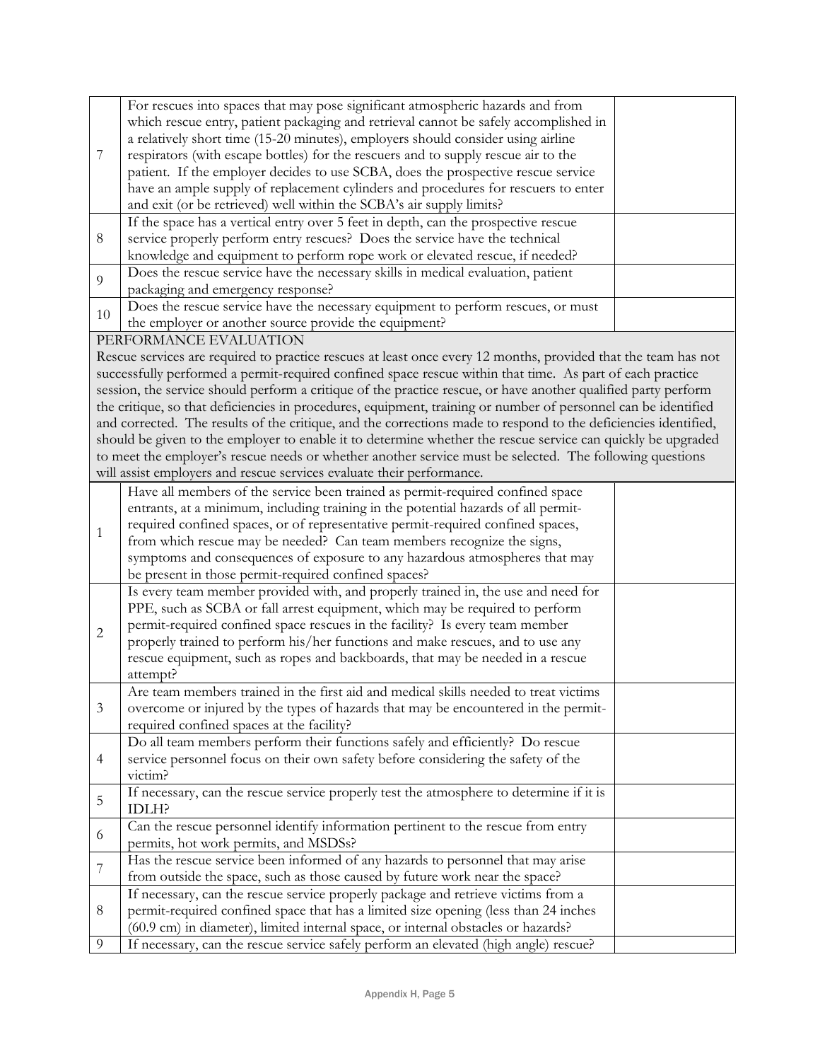| | | |
|---|---|---|
| 7 | For rescues into spaces that may pose significant atmospheric hazards and from which rescue entry, patient packaging and retrieval cannot be safely accomplished in a relatively short time (15-20 minutes), employers should consider using airline respirators (with escape bottles) for the rescuers and to supply rescue air to the patient. If the employer decides to use SCBA, does the prospective rescue service have an ample supply of replacement cylinders and procedures for rescuers to enter and exit (or be retrieved) well within the SCBA's air supply limits? | |
| 8 | If the space has a vertical entry over 5 feet in depth, can the prospective rescue service properly perform entry rescues? Does the service have the technical knowledge and equipment to perform rope work or elevated rescue, if needed? | |
| 9 | Does the rescue service have the necessary skills in medical evaluation, patient packaging and emergency response? | |
| 10 | Does the rescue service have the necessary equipment to perform rescues, or must the employer or another source provide the equipment? | |

PERFORMANCE EVALUATION

Rescue services are required to practice rescues at least once every 12 months, provided that the team has not successfully performed a permit-required confined space rescue within that time. As part of each practice session, the service should perform a critique of the practice rescue, or have another qualified party perform the critique, so that deficiencies in procedures, equipment, training or number of personnel can be identified and corrected. The results of the critique, and the corrections made to respond to the deficiencies identified, should be given to the employer to enable it to determine whether the rescue service can quickly be upgraded to meet the employer's rescue needs or whether another service must be selected. The following questions will assist employers and rescue services evaluate their performance.

| | | |
|---|---|---|
| 1 | Have all members of the service been trained as permit-required confined space entrants, at a minimum, including training in the potential hazards of all permit-required confined spaces, or of representative permit-required confined spaces, from which rescue may be needed? Can team members recognize the signs, symptoms and consequences of exposure to any hazardous atmospheres that may be present in those permit-required confined spaces? | |
| 2 | Is every team member provided with, and properly trained in, the use and need for PPE, such as SCBA or fall arrest equipment, which may be required to perform permit-required confined space rescues in the facility? Is every team member properly trained to perform his/her functions and make rescues, and to use any rescue equipment, such as ropes and backboards, that may be needed in a rescue attempt? | |
| 3 | Are team members trained in the first aid and medical skills needed to treat victims overcome or injured by the types of hazards that may be encountered in the permit-required confined spaces at the facility? | |
| 4 | Do all team members perform their functions safely and efficiently? Do rescue service personnel focus on their own safety before considering the safety of the victim? | |
| 5 | If necessary, can the rescue service properly test the atmosphere to determine if it is IDLH? | |
| 6 | Can the rescue personnel identify information pertinent to the rescue from entry permits, hot work permits, and MSDSs? | |
| 7 | Has the rescue service been informed of any hazards to personnel that may arise from outside the space, such as those caused by future work near the space? | |
| 8 | If necessary, can the rescue service properly package and retrieve victims from a permit-required confined space that has a limited size opening (less than 24 inches (60.9 cm) in diameter), limited internal space, or internal obstacles or hazards? | |
| 9 | If necessary, can the rescue service safely perform an elevated (high angle) rescue? | |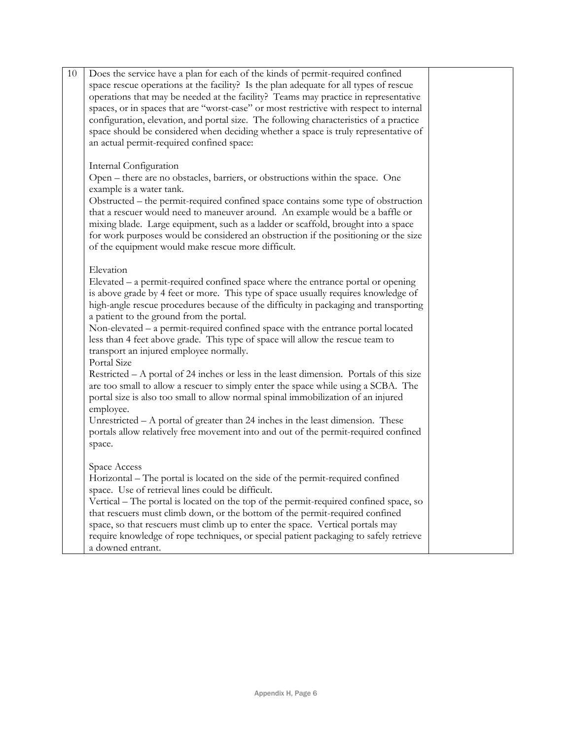| 10 | Does the service have a plan for each of the kinds of permit-required confined space rescue operations at the facility? Is the plan adequate for all types of rescue operations that may be needed at the facility? Teams may practice in representative spaces, or in spaces that are "worst-case" or most restrictive with respect to internal configuration, elevation, and portal size. The following characteristics of a practice space should be considered when deciding whether a space is truly representative of an actual permit-required confined space:<br><br>Internal Configuration<br>Open – there are no obstacles, barriers, or obstructions within the space. One example is a water tank.<br>Obstructed – the permit-required confined space contains some type of obstruction that a rescuer would need to maneuver around. An example would be a baffle or mixing blade. Large equipment, such as a ladder or scaffold, brought into a space for work purposes would be considered an obstruction if the positioning or the size of the equipment would make rescue more difficult.<br><br>Elevation<br>Elevated – a permit-required confined space where the entrance portal or opening is above grade by 4 feet or more. This type of space usually requires knowledge of high-angle rescue procedures because of the difficulty in packaging and transporting a patient to the ground from the portal.<br>Non-elevated – a permit-required confined space with the entrance portal located less than 4 feet above grade. This type of space will allow the rescue team to transport an injured employee normally.<br>Portal Size<br>Restricted – A portal of 24 inches or less in the least dimension. Portals of this size are too small to allow a rescuer to simply enter the space while using a SCBA. The portal size is also too small to allow normal spinal immobilization of an injured employee.<br>Unrestricted – A portal of greater than 24 inches in the least dimension. These portals allow relatively free movement into and out of the permit-required confined space.<br><br>Space Access<br>Horizontal – The portal is located on the side of the permit-required confined space. Use of retrieval lines could be difficult.<br>Vertical – The portal is located on the top of the permit-required confined space, so that rescuers must climb down, or the bottom of the permit-required confined space, so that rescuers must climb up to enter the space. Vertical portals may require knowledge of rope techniques, or special patient packaging to safely retrieve a downed entrant. | |
|---|---|---|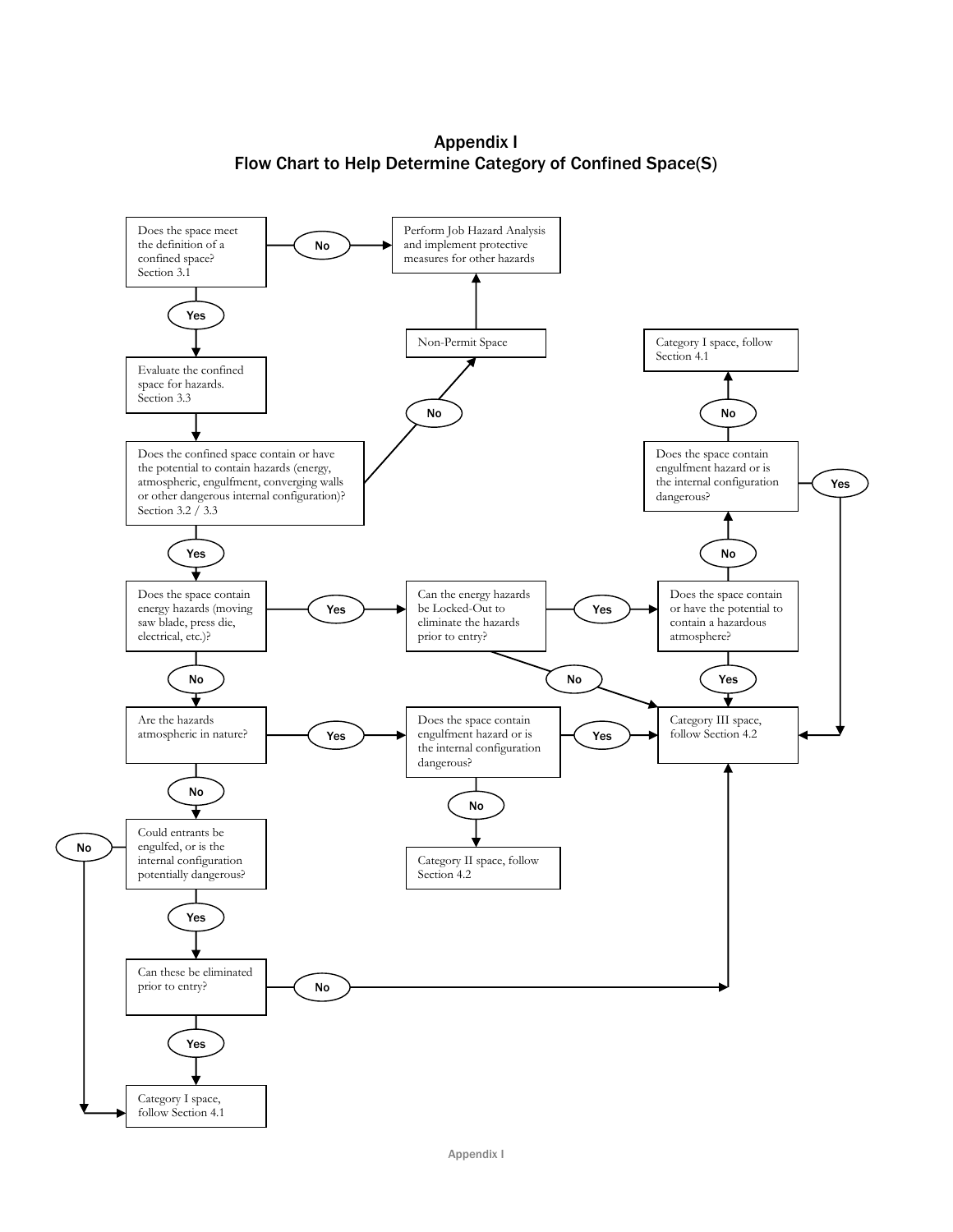# Appendix I
## Flow Chart to Help Determine Category of Confined Space(S)

- Does the space meet the definition of a confined space? Section 3.1
  - **No** → Perform Job Hazard Analysis and implement protective measures for other hazards
  - **Yes** → Evaluate the confined space for hazards. Section 3.3
- Does the confined space contain or have the potential to contain hazards (energy, atmospheric, engulfment, converging walls or other dangerous internal configuration)? Section 3.2 / 3.3
  - **No** → Non-Permit Space → Perform Job Hazard Analysis and implement protective measures for other hazards
  - **Yes** → Does the space contain energy hazards (moving saw blade, press die, electrical, etc.)?
- Does the space contain energy hazards (moving saw blade, press die, electrical, etc.)?
  - **Yes** → Can the energy hazards be Locked-Out to eliminate the hazards prior to entry?
    - **No** → Category III space, follow Section 4.2
    - **Yes** → Does the space contain or have the potential to contain a hazardous atmosphere?
      - **Yes** → Category III space, follow Section 4.2
      - **No** → Does the space contain engulfment hazard or is the internal configuration dangerous?
        - **Yes** → Category III space, follow Section 4.2
        - **No** → Category I space, follow Section 4.1
  - **No** → Are the hazards atmospheric in nature?
- Are the hazards atmospheric in nature?
  - **Yes** → Does the space contain engulfment hazard or is the internal configuration dangerous?
    - **Yes** → Category III space, follow Section 4.2
    - **No** → Category II space, follow Section 4.2
  - **No** → Could entrants be engulfed, or is the internal configuration potentially dangerous?
- Could entrants be engulfed, or is the internal configuration potentially dangerous?
  - **No** → Category I space, follow Section 4.1
  - **Yes** → Can these be eliminated prior to entry?
    - **No** → Category III space, follow Section 4.2
    - **Yes** → Category I space, follow Section 4.1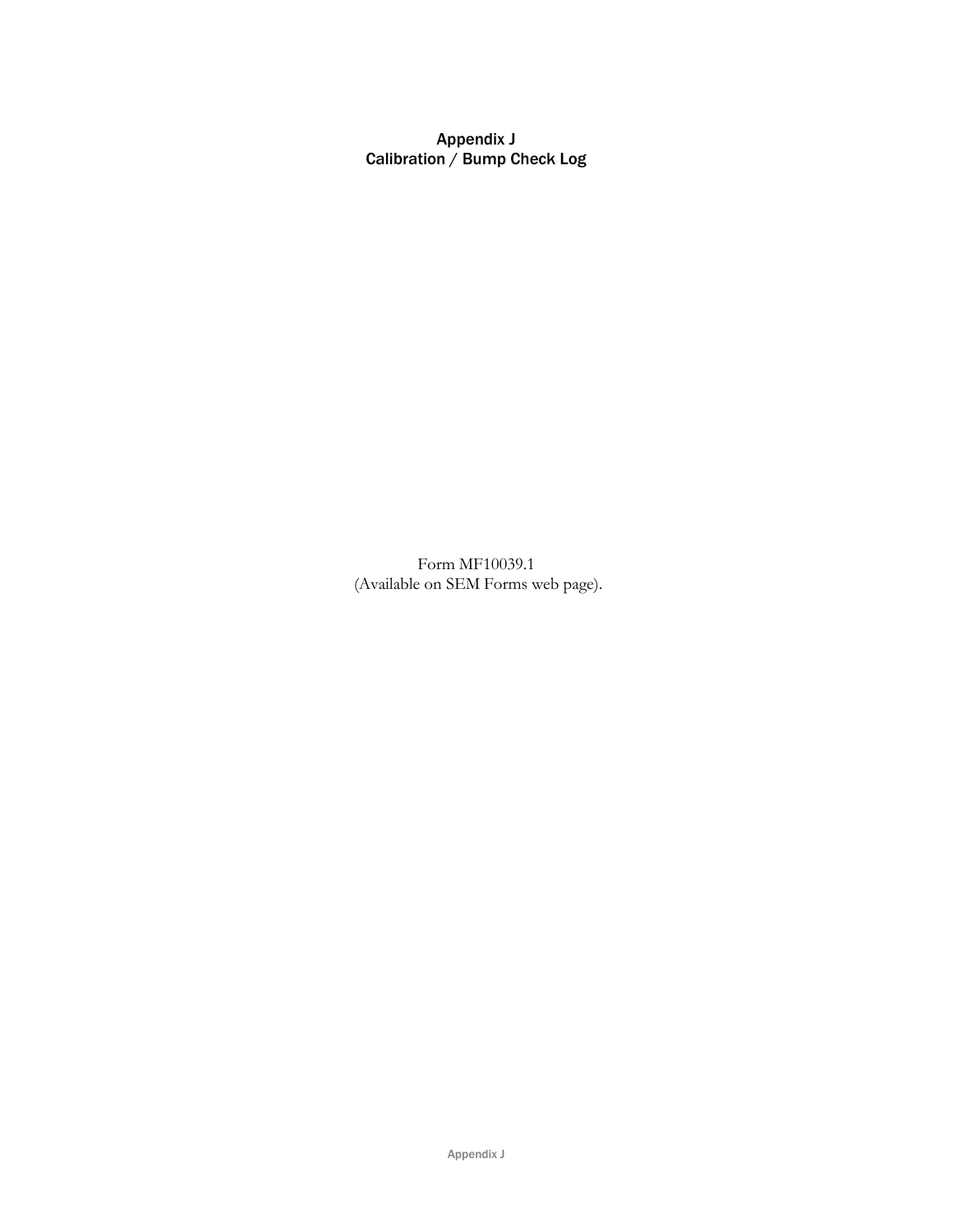# Appendix J
# Calibration / Bump Check Log

Form MF10039.1
(Available on SEM Forms web page).